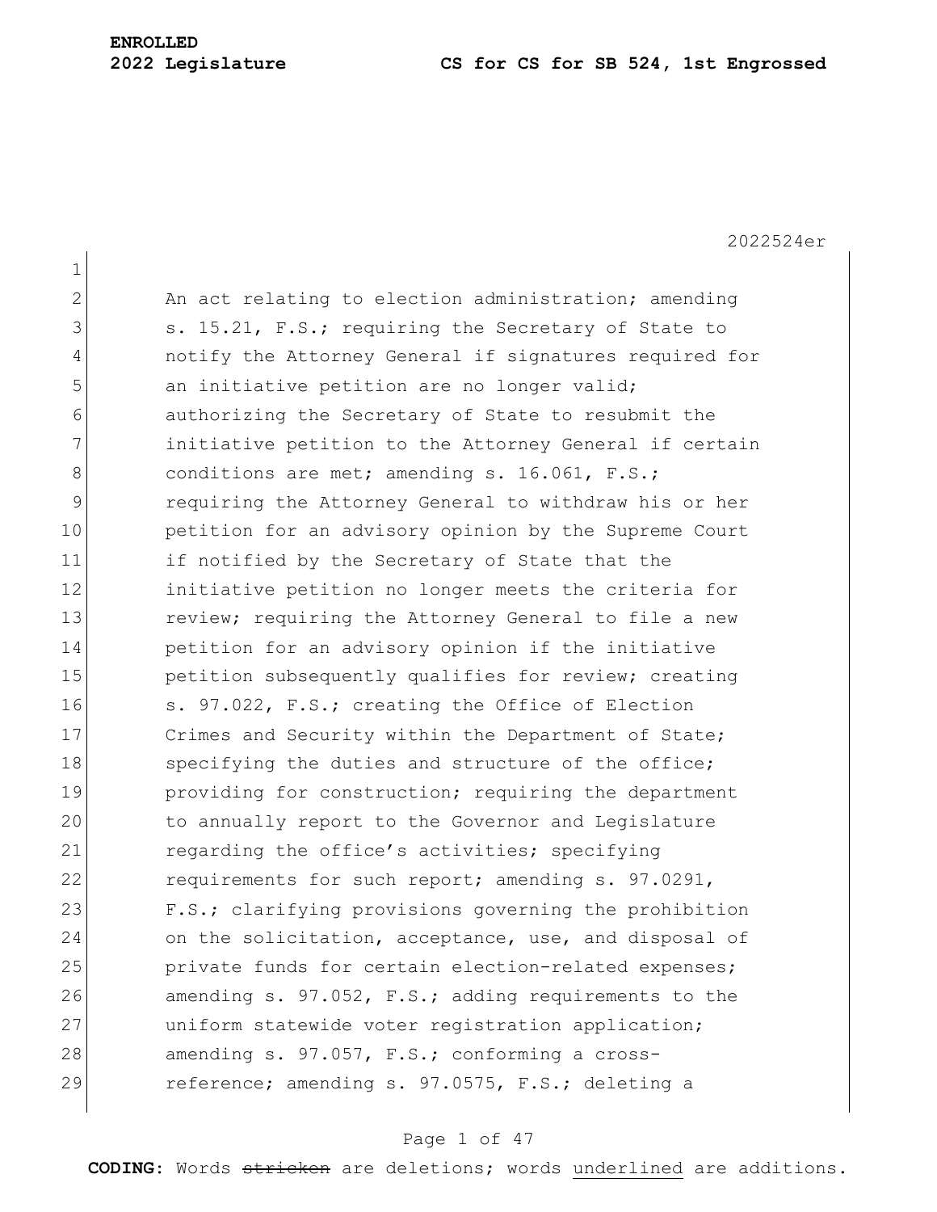**ENROLLED**

**2022 Legislature** **CS for CS for SB 524, 1st Engrossed**

2022524er

An act relating to election administration; amending s. 15.21, F.S.; requiring the Secretary of State to notify the Attorney General if signatures required for an initiative petition are no longer valid; authorizing the Secretary of State to resubmit the initiative petition to the Attorney General if certain conditions are met; amending s. 16.061, F.S.; requiring the Attorney General to withdraw his or her petition for an advisory opinion by the Supreme Court if notified by the Secretary of State that the initiative petition no longer meets the criteria for review; requiring the Attorney General to file a new petition for an advisory opinion if the initiative petition subsequently qualifies for review; creating s. 97.022, F.S.; creating the Office of Election Crimes and Security within the Department of State; specifying the duties and structure of the office; providing for construction; requiring the department to annually report to the Governor and Legislature regarding the office's activities; specifying requirements for such report; amending s. 97.0291, F.S.; clarifying provisions governing the prohibition on the solicitation, acceptance, use, and disposal of private funds for certain election-related expenses; amending s. 97.052, F.S.; adding requirements to the uniform statewide voter registration application; amending s. 97.057, F.S.; conforming a cross-reference; amending s. 97.0575, F.S.; deleting a

**CODING:** Words ~~stricken~~ are deletions; words underlined are additions.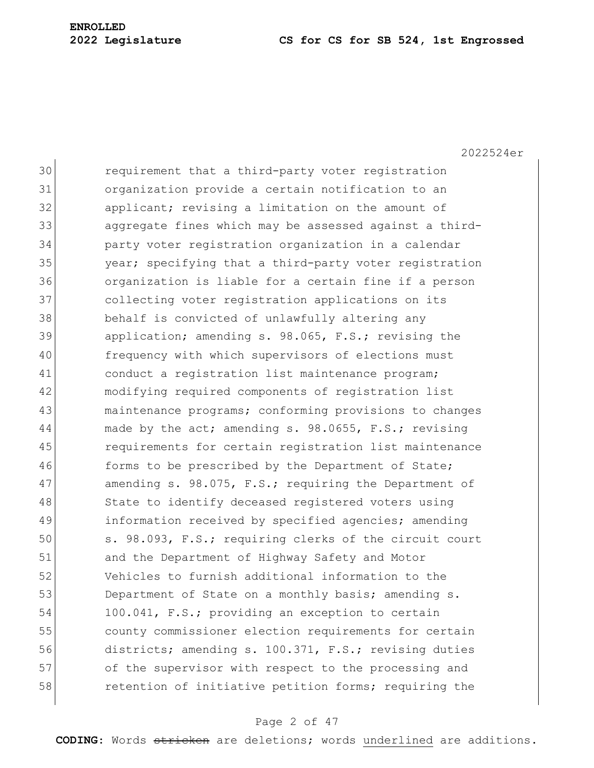requirement that a third-party voter registration organization provide a certain notification to an applicant; revising a limitation on the amount of aggregate fines which may be assessed against a third-party voter registration organization in a calendar year; specifying that a third-party voter registration organization is liable for a certain fine if a person collecting voter registration applications on its behalf is convicted of unlawfully altering any application; amending s. 98.065, F.S.; revising the frequency with which supervisors of elections must conduct a registration list maintenance program; modifying required components of registration list maintenance programs; conforming provisions to changes made by the act; amending s. 98.0655, F.S.; revising requirements for certain registration list maintenance forms to be prescribed by the Department of State; amending s. 98.075, F.S.; requiring the Department of State to identify deceased registered voters using information received by specified agencies; amending s. 98.093, F.S.; requiring clerks of the circuit court and the Department of Highway Safety and Motor Vehicles to furnish additional information to the Department of State on a monthly basis; amending s. 100.041, F.S.; providing an exception to certain county commissioner election requirements for certain districts; amending s. 100.371, F.S.; revising duties of the supervisor with respect to the processing and retention of initiative petition forms; requiring the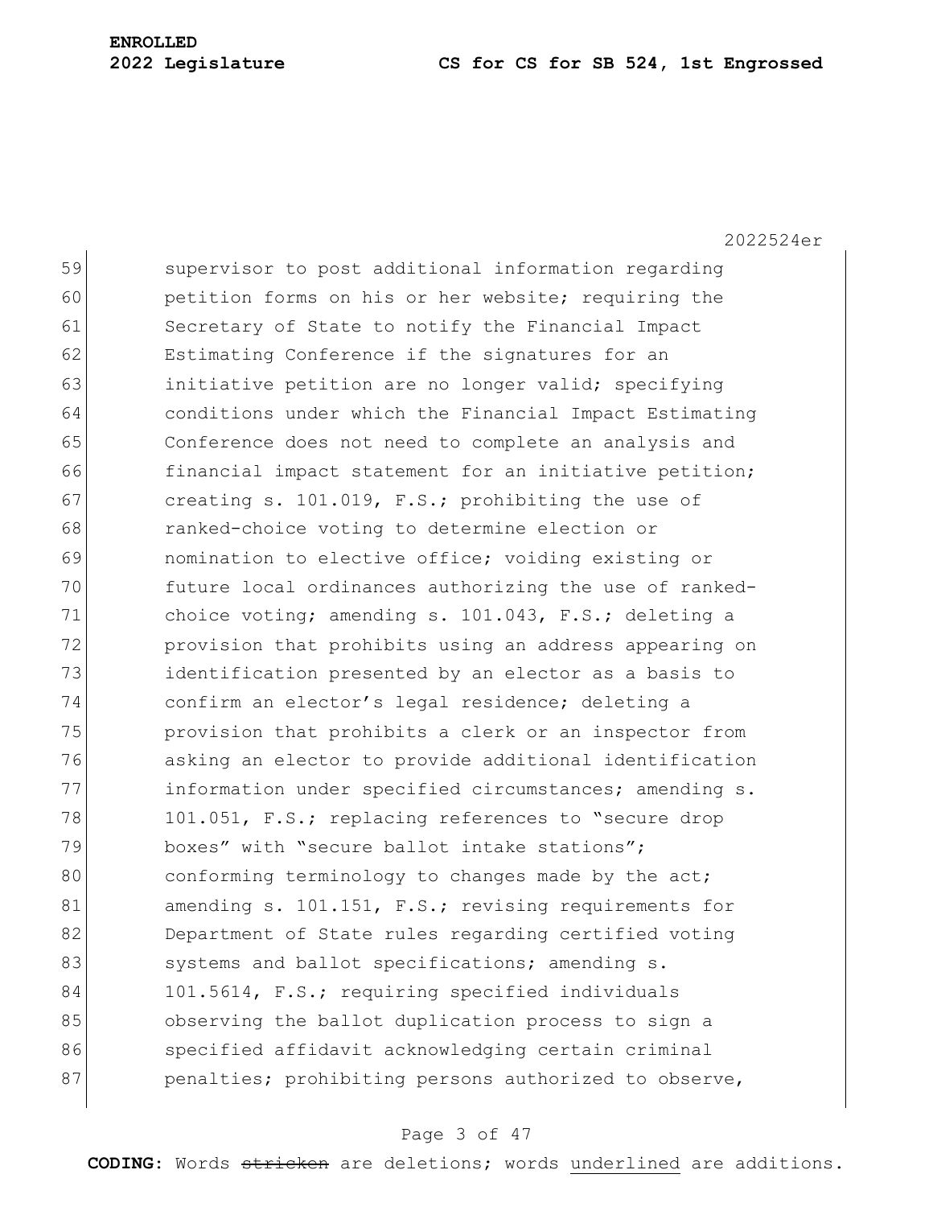59 supervisor to post additional information regarding
60 petition forms on his or her website; requiring the
61 Secretary of State to notify the Financial Impact
62 Estimating Conference if the signatures for an
63 initiative petition are no longer valid; specifying
64 conditions under which the Financial Impact Estimating
65 Conference does not need to complete an analysis and
66 financial impact statement for an initiative petition;
67 creating s. 101.019, F.S.; prohibiting the use of
68 ranked-choice voting to determine election or
69 nomination to elective office; voiding existing or
70 future local ordinances authorizing the use of ranked-
71 choice voting; amending s. 101.043, F.S.; deleting a
72 provision that prohibits using an address appearing on
73 identification presented by an elector as a basis to
74 confirm an elector's legal residence; deleting a
75 provision that prohibits a clerk or an inspector from
76 asking an elector to provide additional identification
77 information under specified circumstances; amending s.
78 101.051, F.S.; replacing references to "secure drop
79 boxes" with "secure ballot intake stations";
80 conforming terminology to changes made by the act;
81 amending s. 101.151, F.S.; revising requirements for
82 Department of State rules regarding certified voting
83 systems and ballot specifications; amending s.
84 101.5614, F.S.; requiring specified individuals
85 observing the ballot duplication process to sign a
86 specified affidavit acknowledging certain criminal
87 penalties; prohibiting persons authorized to observe,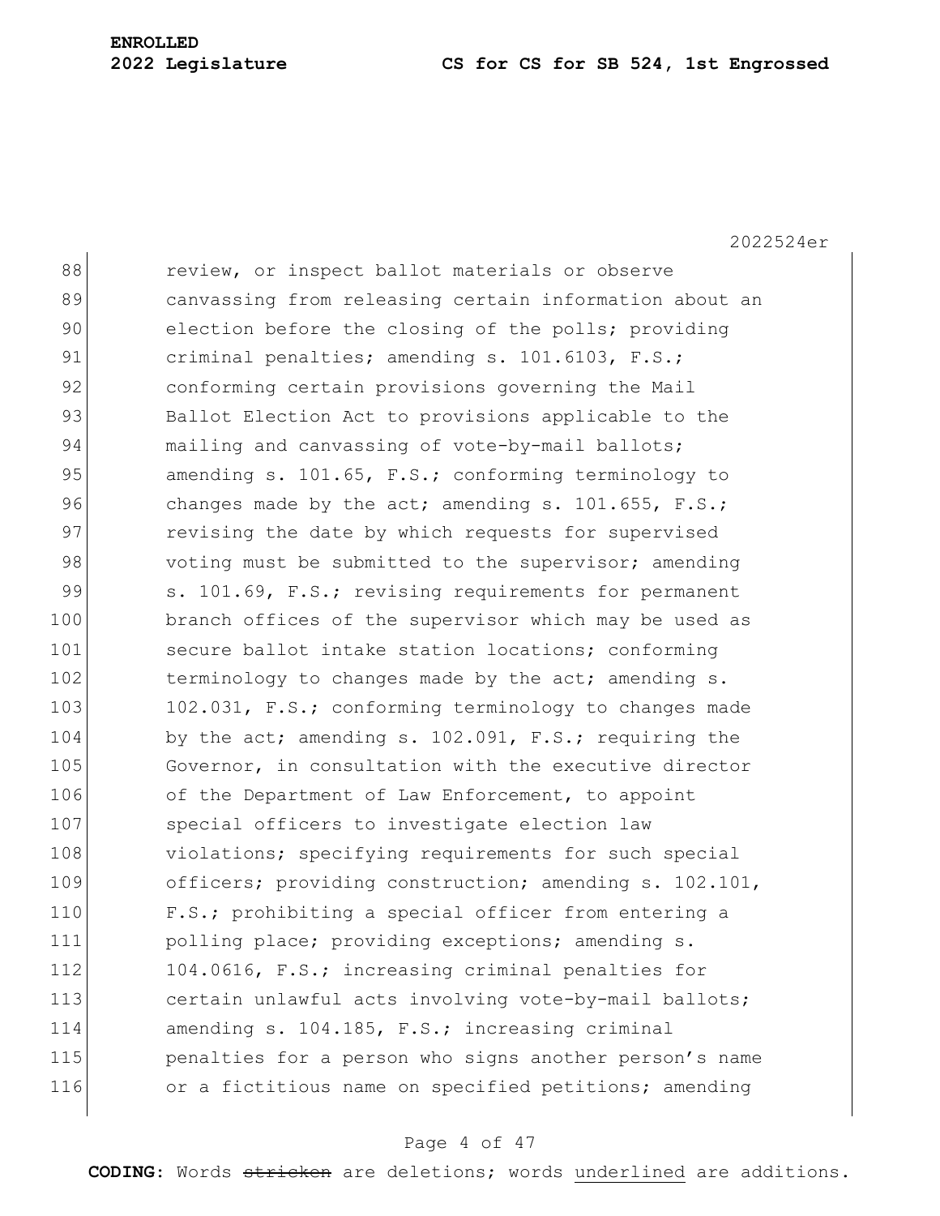review, or inspect ballot materials or observe canvassing from releasing certain information about an election before the closing of the polls; providing criminal penalties; amending s. 101.6103, F.S.; conforming certain provisions governing the Mail Ballot Election Act to provisions applicable to the mailing and canvassing of vote-by-mail ballots; amending s. 101.65, F.S.; conforming terminology to changes made by the act; amending s. 101.655, F.S.; revising the date by which requests for supervised voting must be submitted to the supervisor; amending s. 101.69, F.S.; revising requirements for permanent branch offices of the supervisor which may be used as secure ballot intake station locations; conforming terminology to changes made by the act; amending s. 102.031, F.S.; conforming terminology to changes made by the act; amending s. 102.091, F.S.; requiring the Governor, in consultation with the executive director of the Department of Law Enforcement, to appoint special officers to investigate election law violations; specifying requirements for such special officers; providing construction; amending s. 102.101, F.S.; prohibiting a special officer from entering a polling place; providing exceptions; amending s. 104.0616, F.S.; increasing criminal penalties for certain unlawful acts involving vote-by-mail ballots; amending s. 104.185, F.S.; increasing criminal penalties for a person who signs another person's name or a fictitious name on specified petitions; amending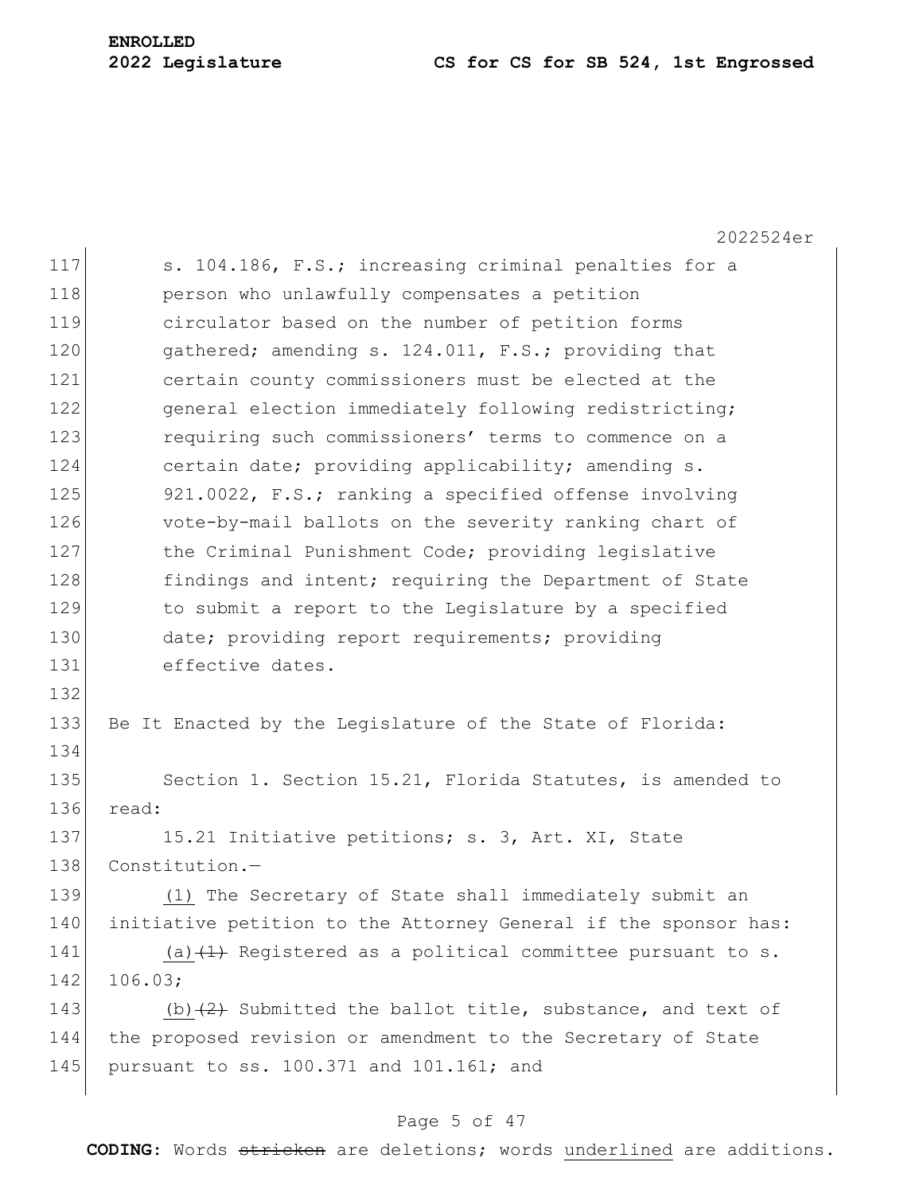s. 104.186, F.S.; increasing criminal penalties for a person who unlawfully compensates a petition circulator based on the number of petition forms gathered; amending s. 124.011, F.S.; providing that certain county commissioners must be elected at the general election immediately following redistricting; requiring such commissioners' terms to commence on a certain date; providing applicability; amending s. 921.0022, F.S.; ranking a specified offense involving vote-by-mail ballots on the severity ranking chart of the Criminal Punishment Code; providing legislative findings and intent; requiring the Department of State to submit a report to the Legislature by a specified date; providing report requirements; providing effective dates.

Be It Enacted by the Legislature of the State of Florida:

Section 1. Section 15.21, Florida Statutes, is amended to read:

15.21 Initiative petitions; s. 3, Art. XI, State Constitution.—

(1) The Secretary of State shall immediately submit an initiative petition to the Attorney General if the sponsor has:

(a) ~~(1)~~ Registered as a political committee pursuant to s. 106.03;

(b) ~~(2)~~ Submitted the ballot title, substance, and text of the proposed revision or amendment to the Secretary of State pursuant to ss. 100.371 and 101.161; and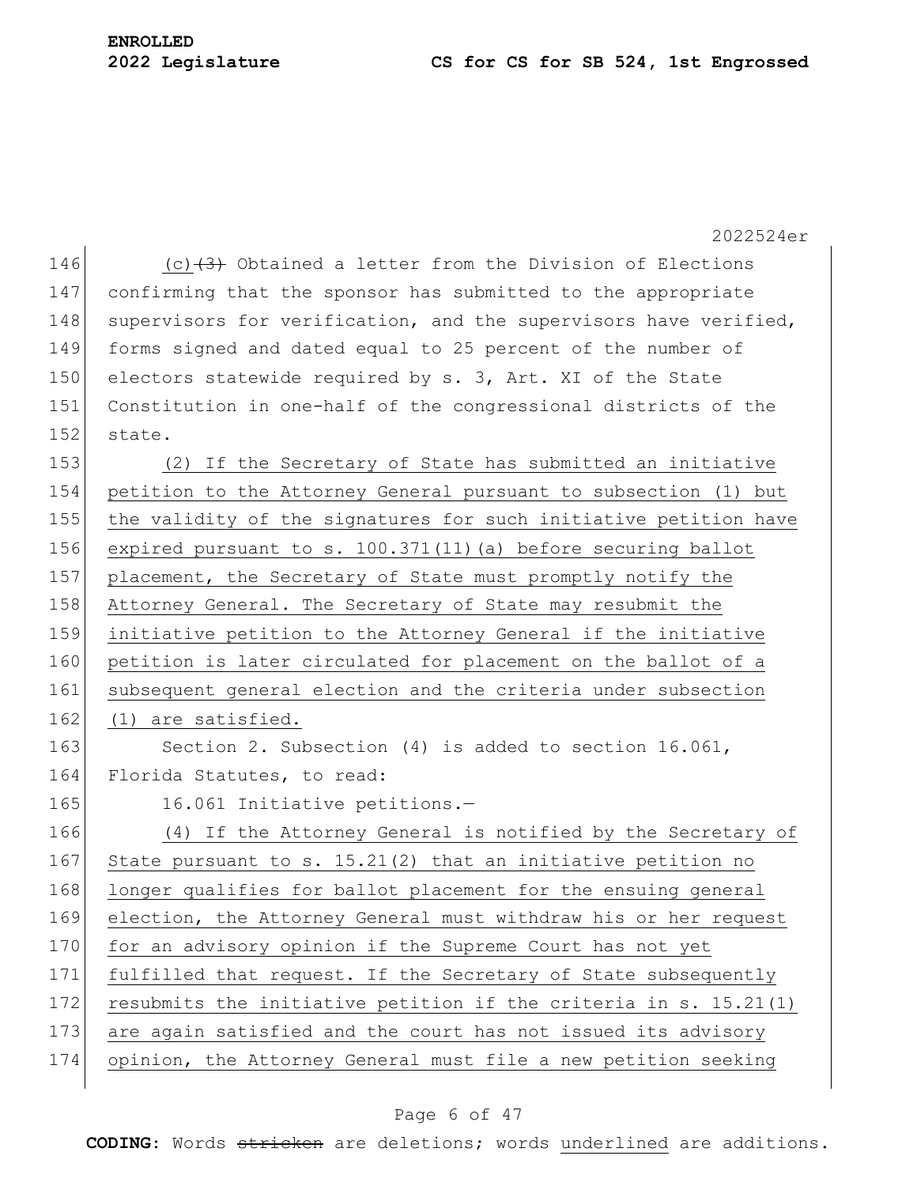(c) ~~(3)~~ Obtained a letter from the Division of Elections confirming that the sponsor has submitted to the appropriate supervisors for verification, and the supervisors have verified, forms signed and dated equal to 25 percent of the number of electors statewide required by s. 3, Art. XI of the State Constitution in one-half of the congressional districts of the state.

<u>(2) If the Secretary of State has submitted an initiative petition to the Attorney General pursuant to subsection (1) but the validity of the signatures for such initiative petition have expired pursuant to s. 100.371(11)(a) before securing ballot placement, the Secretary of State must promptly notify the Attorney General. The Secretary of State may resubmit the initiative petition to the Attorney General if the initiative petition is later circulated for placement on the ballot of a subsequent general election and the criteria under subsection (1) are satisfied.</u>

Section 2. Subsection (4) is added to section 16.061, Florida Statutes, to read:

16.061 Initiative petitions.—

<u>(4) If the Attorney General is notified by the Secretary of State pursuant to s. 15.21(2) that an initiative petition no longer qualifies for ballot placement for the ensuing general election, the Attorney General must withdraw his or her request for an advisory opinion if the Supreme Court has not yet fulfilled that request. If the Secretary of State subsequently resubmits the initiative petition if the criteria in s. 15.21(1) are again satisfied and the court has not issued its advisory opinion, the Attorney General must file a new petition seeking</u>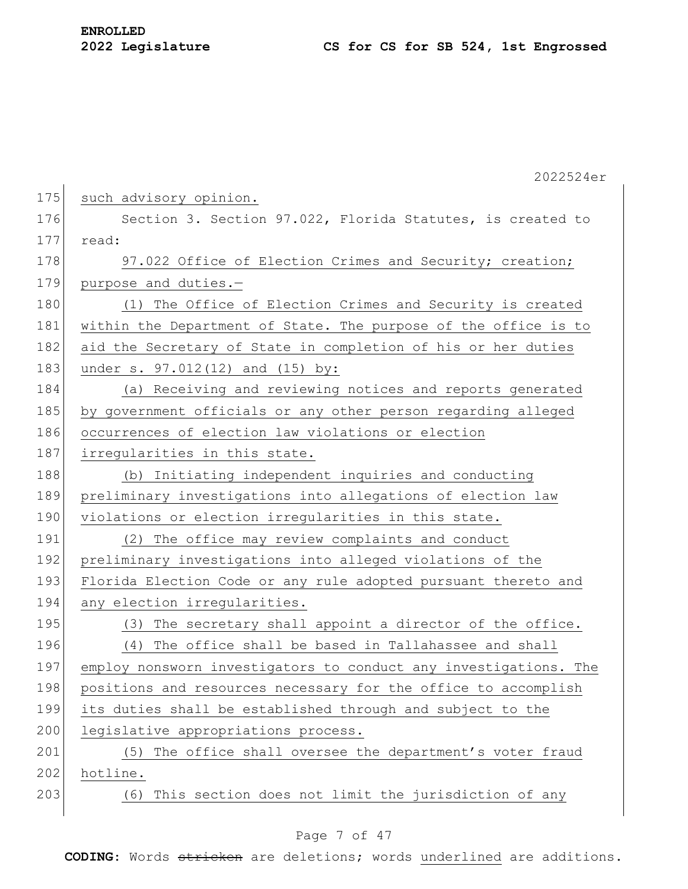such advisory opinion.

Section 3. Section 97.022, Florida Statutes, is created to read:

97.022 Office of Election Crimes and Security; creation; purpose and duties.—

(1) The Office of Election Crimes and Security is created within the Department of State. The purpose of the office is to aid the Secretary of State in completion of his or her duties under s. 97.012(12) and (15) by:

(a) Receiving and reviewing notices and reports generated by government officials or any other person regarding alleged occurrences of election law violations or election irregularities in this state.

(b) Initiating independent inquiries and conducting preliminary investigations into allegations of election law violations or election irregularities in this state.

(2) The office may review complaints and conduct preliminary investigations into alleged violations of the Florida Election Code or any rule adopted pursuant thereto and any election irregularities.

(3) The secretary shall appoint a director of the office.

(4) The office shall be based in Tallahassee and shall employ nonsworn investigators to conduct any investigations. The positions and resources necessary for the office to accomplish its duties shall be established through and subject to the legislative appropriations process.

(5) The office shall oversee the department's voter fraud hotline.

(6) This section does not limit the jurisdiction of any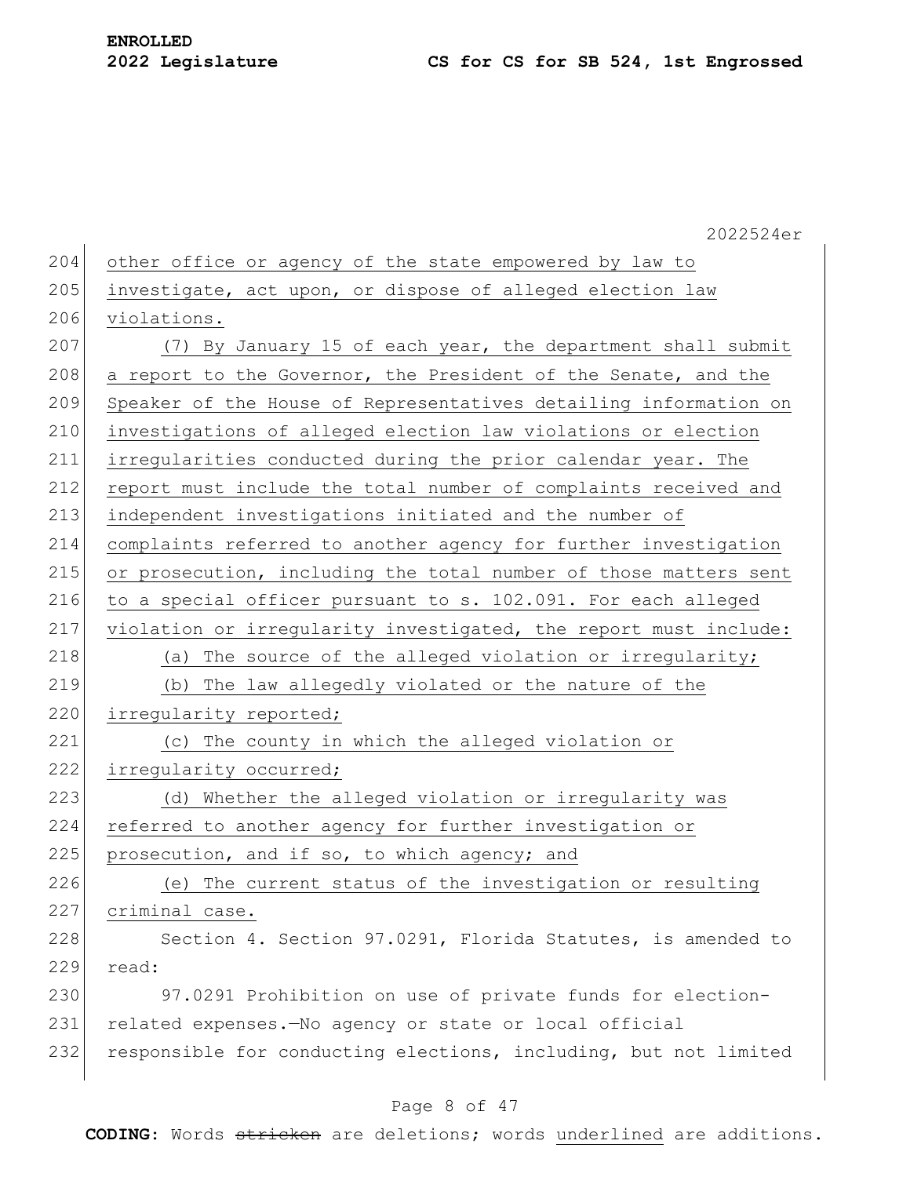other office or agency of the state empowered by law to investigate, act upon, or dispose of alleged election law violations.

(7) By January 15 of each year, the department shall submit a report to the Governor, the President of the Senate, and the Speaker of the House of Representatives detailing information on investigations of alleged election law violations or election irregularities conducted during the prior calendar year. The report must include the total number of complaints received and independent investigations initiated and the number of complaints referred to another agency for further investigation or prosecution, including the total number of those matters sent to a special officer pursuant to s. 102.091. For each alleged violation or irregularity investigated, the report must include:

(a) The source of the alleged violation or irregularity;

(b) The law allegedly violated or the nature of the irregularity reported;

(c) The county in which the alleged violation or irregularity occurred;

(d) Whether the alleged violation or irregularity was referred to another agency for further investigation or prosecution, and if so, to which agency; and

(e) The current status of the investigation or resulting criminal case.

Section 4. Section 97.0291, Florida Statutes, is amended to read:

97.0291 Prohibition on use of private funds for election-related expenses.—No agency or state or local official responsible for conducting elections, including, but not limited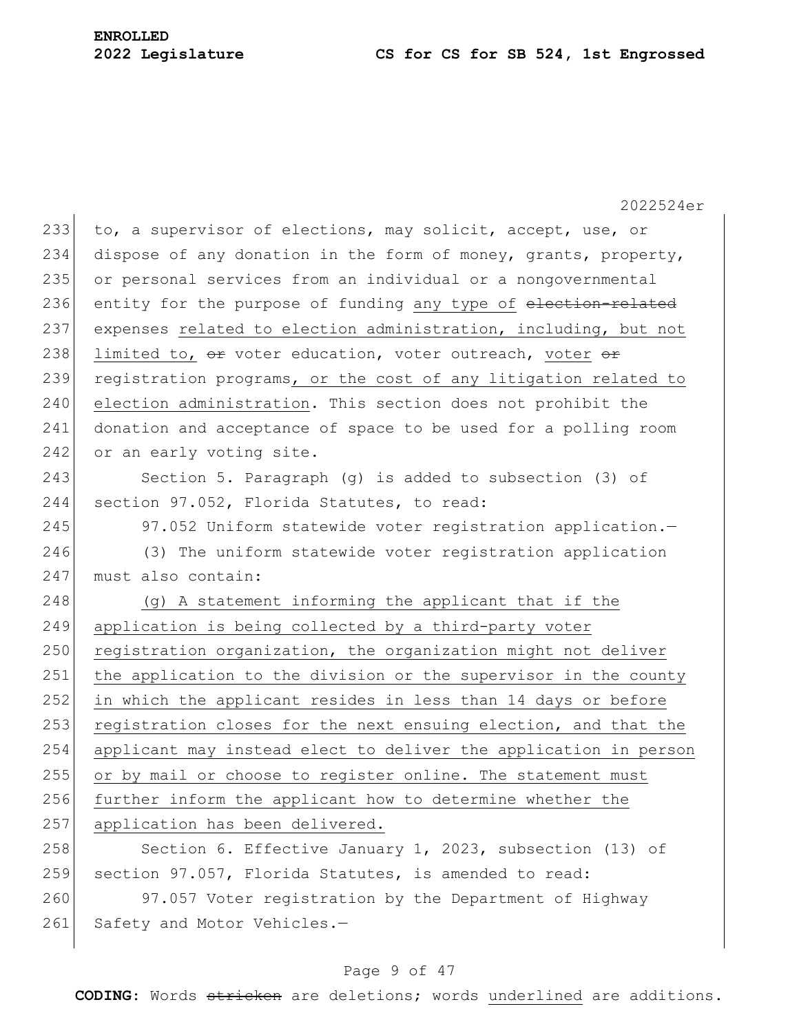to, a supervisor of elections, may solicit, accept, use, or dispose of any donation in the form of money, grants, property, or personal services from an individual or a nongovernmental entity for the purpose of funding any type of ~~election-related~~ expenses related to election administration, including, but not limited to, ~~or~~ voter education, voter outreach, voter ~~or~~ registration programs, or the cost of any litigation related to election administration. This section does not prohibit the donation and acceptance of space to be used for a polling room or an early voting site.

Section 5. Paragraph (g) is added to subsection (3) of section 97.052, Florida Statutes, to read:

97.052 Uniform statewide voter registration application.—

(3) The uniform statewide voter registration application must also contain:

(g) A statement informing the applicant that if the application is being collected by a third-party voter registration organization, the organization might not deliver the application to the division or the supervisor in the county in which the applicant resides in less than 14 days or before registration closes for the next ensuing election, and that the applicant may instead elect to deliver the application in person or by mail or choose to register online. The statement must further inform the applicant how to determine whether the application has been delivered.

Section 6. Effective January 1, 2023, subsection (13) of section 97.057, Florida Statutes, is amended to read:

97.057 Voter registration by the Department of Highway Safety and Motor Vehicles.—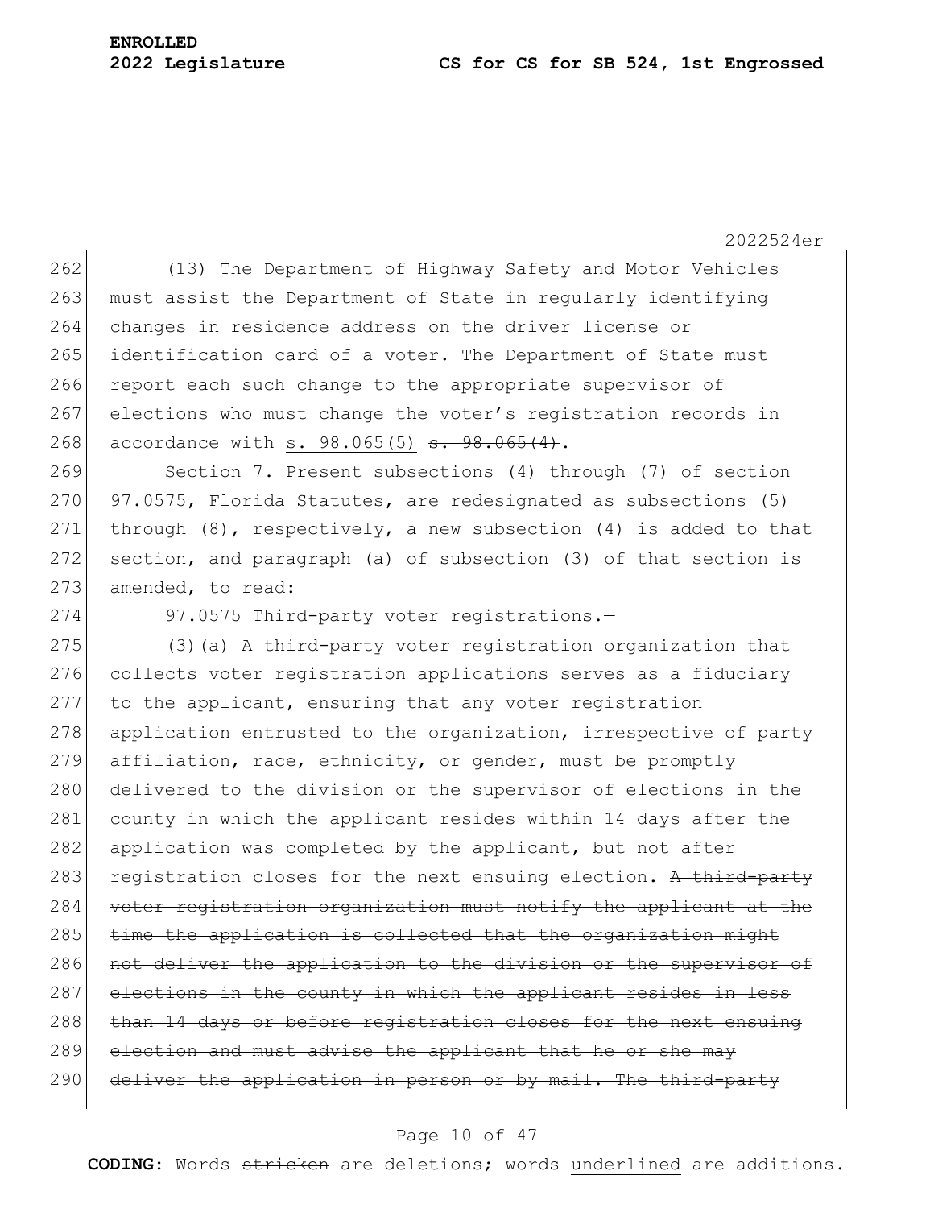(13) The Department of Highway Safety and Motor Vehicles must assist the Department of State in regularly identifying changes in residence address on the driver license or identification card of a voter. The Department of State must report each such change to the appropriate supervisor of elections who must change the voter's registration records in accordance with <u>s. 98.065(5)</u> ~~s. 98.065(4)~~.

Section 7. Present subsections (4) through (7) of section 97.0575, Florida Statutes, are redesignated as subsections (5) through (8), respectively, a new subsection (4) is added to that section, and paragraph (a) of subsection (3) of that section is amended, to read:

97.0575 Third-party voter registrations.—

(3)(a) A third-party voter registration organization that collects voter registration applications serves as a fiduciary to the applicant, ensuring that any voter registration application entrusted to the organization, irrespective of party affiliation, race, ethnicity, or gender, must be promptly delivered to the division or the supervisor of elections in the county in which the applicant resides within 14 days after the application was completed by the applicant, but not after registration closes for the next ensuing election. ~~A third-party voter registration organization must notify the applicant at the time the application is collected that the organization might not deliver the application to the division or the supervisor of elections in the county in which the applicant resides in less than 14 days or before registration closes for the next ensuing election and must advise the applicant that he or she may deliver the application in person or by mail. The third-party~~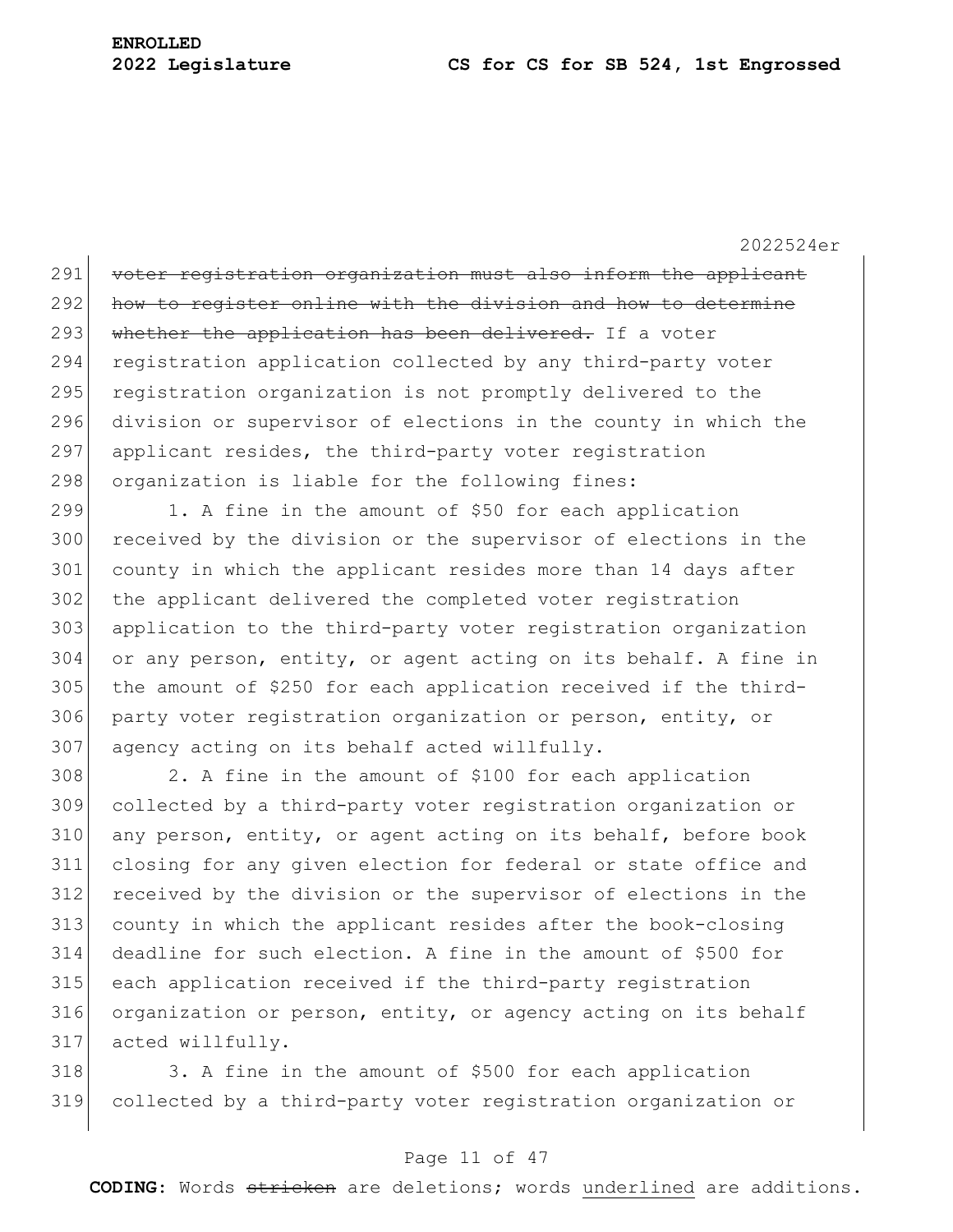~~voter registration organization must also inform the applicant how to register online with the division and how to determine whether the application has been delivered.~~ If a voter registration application collected by any third-party voter registration organization is not promptly delivered to the division or supervisor of elections in the county in which the applicant resides, the third-party voter registration organization is liable for the following fines:

1. A fine in the amount of $50 for each application received by the division or the supervisor of elections in the county in which the applicant resides more than 14 days after the applicant delivered the completed voter registration application to the third-party voter registration organization or any person, entity, or agent acting on its behalf. A fine in the amount of $250 for each application received if the third-party voter registration organization or person, entity, or agency acting on its behalf acted willfully.

2. A fine in the amount of $100 for each application collected by a third-party voter registration organization or any person, entity, or agent acting on its behalf, before book closing for any given election for federal or state office and received by the division or the supervisor of elections in the county in which the applicant resides after the book-closing deadline for such election. A fine in the amount of $500 for each application received if the third-party registration organization or person, entity, or agency acting on its behalf acted willfully.

3. A fine in the amount of $500 for each application collected by a third-party voter registration organization or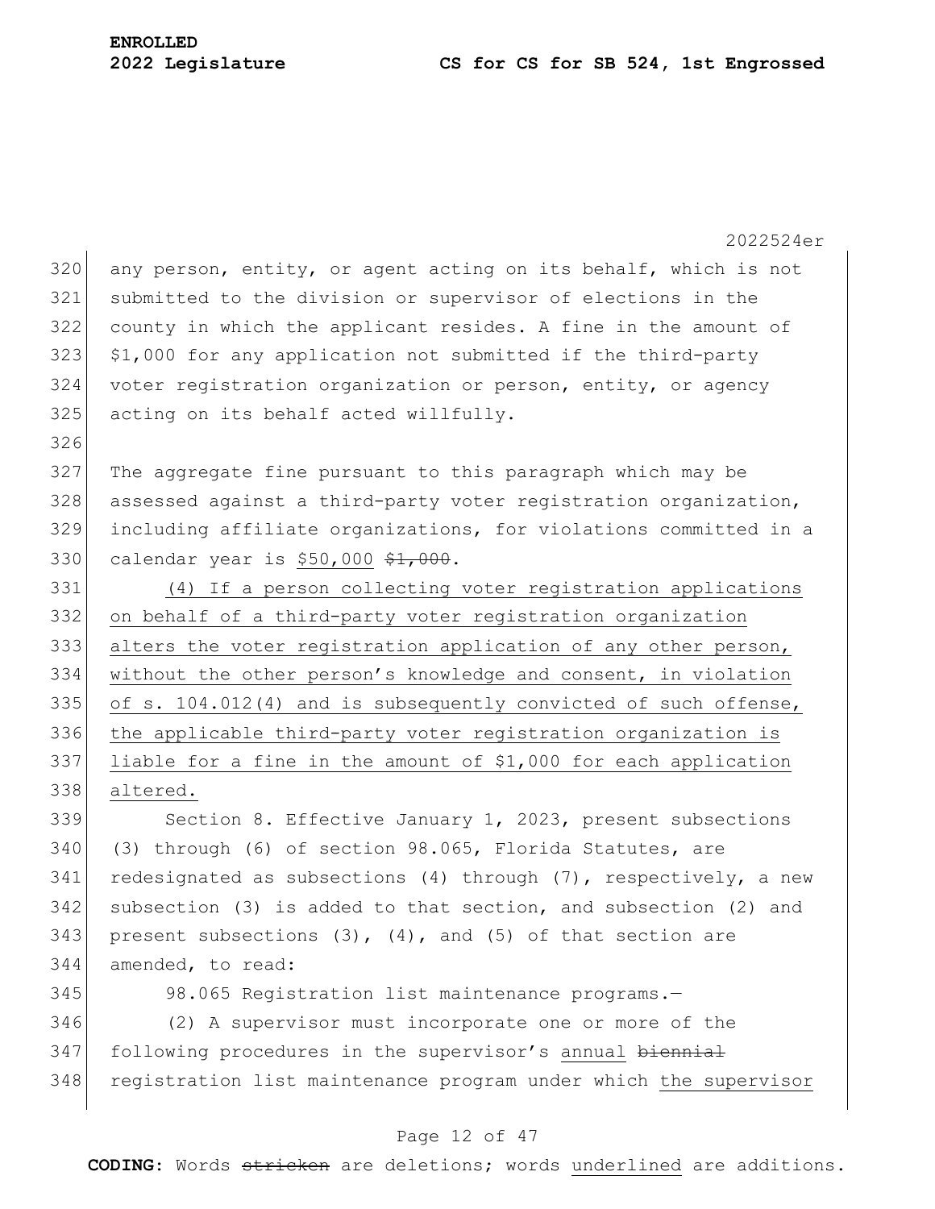any person, entity, or agent acting on its behalf, which is not submitted to the division or supervisor of elections in the county in which the applicant resides. A fine in the amount of $1,000 for any application not submitted if the third-party voter registration organization or person, entity, or agency acting on its behalf acted willfully.

The aggregate fine pursuant to this paragraph which may be assessed against a third-party voter registration organization, including affiliate organizations, for violations committed in a calendar year is <u>$50,000</u> ~~$1,000~~.

<u>(4) If a person collecting voter registration applications on behalf of a third-party voter registration organization alters the voter registration application of any other person, without the other person's knowledge and consent, in violation of s. 104.012(4) and is subsequently convicted of such offense, the applicable third-party voter registration organization is liable for a fine in the amount of $1,000 for each application altered.</u>

Section 8. Effective January 1, 2023, present subsections (3) through (6) of section 98.065, Florida Statutes, are redesignated as subsections (4) through (7), respectively, a new subsection (3) is added to that section, and subsection (2) and present subsections (3), (4), and (5) of that section are amended, to read:

98.065 Registration list maintenance programs.—

(2) A supervisor must incorporate one or more of the following procedures in the supervisor's <u>annual</u> ~~biennial~~ registration list maintenance program under which <u>the supervisor</u>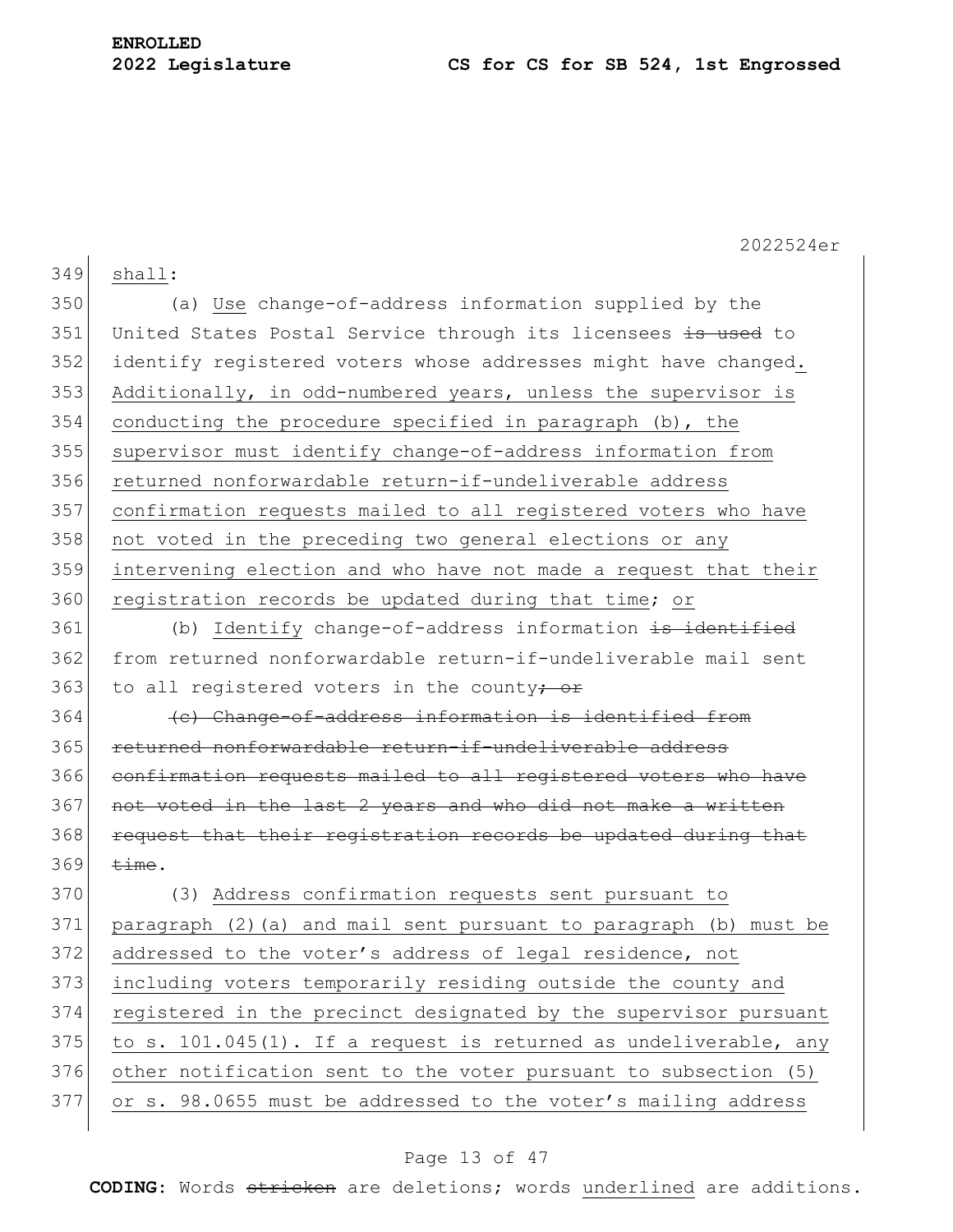shall:

(a) Use change-of-address information supplied by the United States Postal Service through its licensees ~~is used~~ to identify registered voters whose addresses might have changed. Additionally, in odd-numbered years, unless the supervisor is conducting the procedure specified in paragraph (b), the supervisor must identify change-of-address information from returned nonforwardable return-if-undeliverable address confirmation requests mailed to all registered voters who have not voted in the preceding two general elections or any intervening election and who have not made a request that their registration records be updated during that time; or

(b) Identify change-of-address information ~~is identified~~ from returned nonforwardable return-if-undeliverable mail sent to all registered voters in the county~~; or~~

~~(c) Change-of-address information is identified from returned nonforwardable return-if-undeliverable address confirmation requests mailed to all registered voters who have not voted in the last 2 years and who did not make a written request that their registration records be updated during that time~~.

(3) Address confirmation requests sent pursuant to paragraph (2)(a) and mail sent pursuant to paragraph (b) must be addressed to the voter's address of legal residence, not including voters temporarily residing outside the county and registered in the precinct designated by the supervisor pursuant to s. 101.045(1). If a request is returned as undeliverable, any other notification sent to the voter pursuant to subsection (5) or s. 98.0655 must be addressed to the voter's mailing address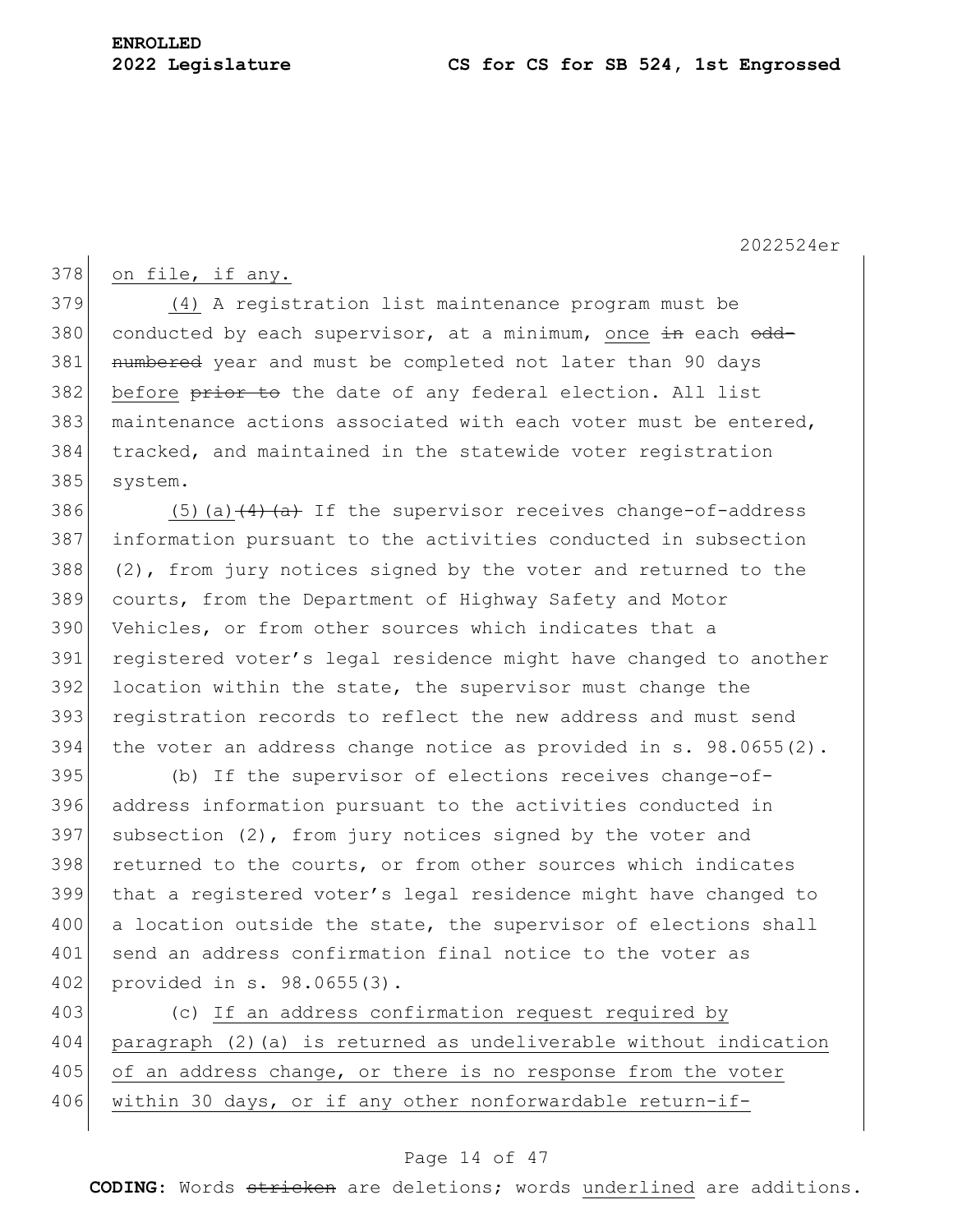on file, if any.

(4) A registration list maintenance program must be conducted by each supervisor, at a minimum, once ~~in~~ each ~~odd-numbered~~ year and must be completed not later than 90 days before ~~prior to~~ the date of any federal election. All list maintenance actions associated with each voter must be entered, tracked, and maintained in the statewide voter registration system.

(5)(a) ~~(4)(a)~~ If the supervisor receives change-of-address information pursuant to the activities conducted in subsection (2), from jury notices signed by the voter and returned to the courts, from the Department of Highway Safety and Motor Vehicles, or from other sources which indicates that a registered voter's legal residence might have changed to another location within the state, the supervisor must change the registration records to reflect the new address and must send the voter an address change notice as provided in s. 98.0655(2).

(b) If the supervisor of elections receives change-of-address information pursuant to the activities conducted in subsection (2), from jury notices signed by the voter and returned to the courts, or from other sources which indicates that a registered voter's legal residence might have changed to a location outside the state, the supervisor of elections shall send an address confirmation final notice to the voter as provided in s. 98.0655(3).

(c) If an address confirmation request required by paragraph (2)(a) is returned as undeliverable without indication of an address change, or there is no response from the voter within 30 days, or if any other nonforwardable return-if-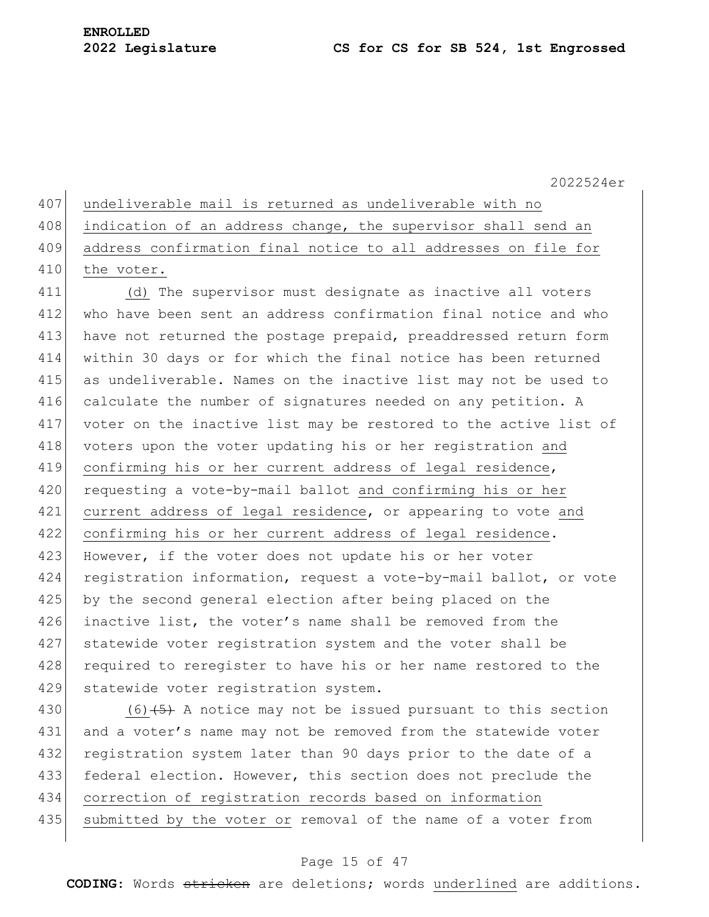undeliverable mail is returned as undeliverable with no indication of an address change, the supervisor shall send an address confirmation final notice to all addresses on file for the voter.

(d) The supervisor must designate as inactive all voters who have been sent an address confirmation final notice and who have not returned the postage prepaid, preaddressed return form within 30 days or for which the final notice has been returned as undeliverable. Names on the inactive list may not be used to calculate the number of signatures needed on any petition. A voter on the inactive list may be restored to the active list of voters upon the voter updating his or her registration and confirming his or her current address of legal residence, requesting a vote-by-mail ballot and confirming his or her current address of legal residence, or appearing to vote and confirming his or her current address of legal residence. However, if the voter does not update his or her voter registration information, request a vote-by-mail ballot, or vote by the second general election after being placed on the inactive list, the voter's name shall be removed from the statewide voter registration system and the voter shall be required to reregister to have his or her name restored to the statewide voter registration system.

(6) ~~(5)~~ A notice may not be issued pursuant to this section and a voter's name may not be removed from the statewide voter registration system later than 90 days prior to the date of a federal election. However, this section does not preclude the correction of registration records based on information submitted by the voter or removal of the name of a voter from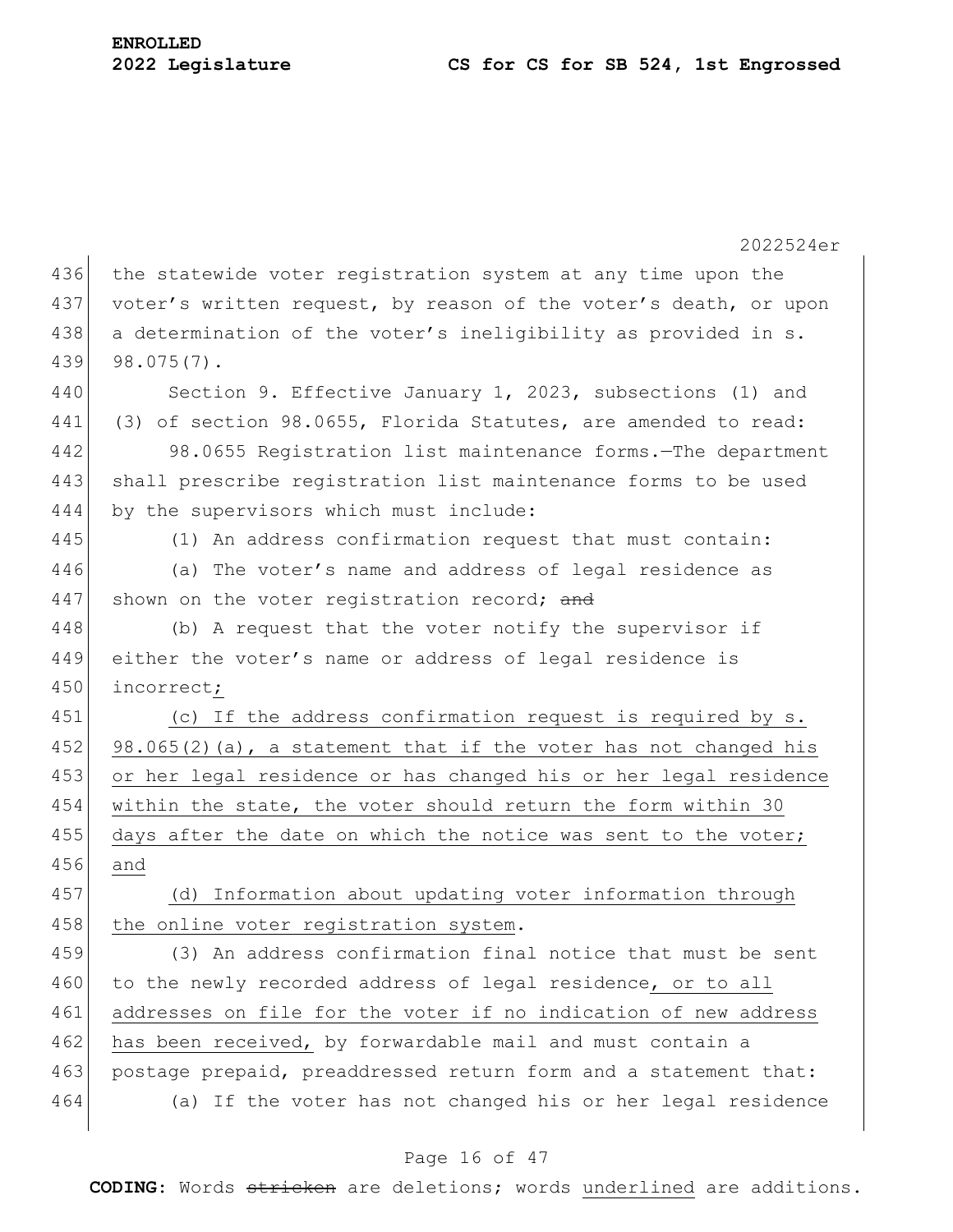the statewide voter registration system at any time upon the voter's written request, by reason of the voter's death, or upon a determination of the voter's ineligibility as provided in s. 98.075(7).

Section 9. Effective January 1, 2023, subsections (1) and (3) of section 98.0655, Florida Statutes, are amended to read:

98.0655 Registration list maintenance forms.—The department shall prescribe registration list maintenance forms to be used by the supervisors which must include:

(1) An address confirmation request that must contain:

(a) The voter's name and address of legal residence as shown on the voter registration record; ~~and~~

(b) A request that the voter notify the supervisor if either the voter's name or address of legal residence is incorrect<u>;</u>

<u>(c) If the address confirmation request is required by s. 98.065(2)(a), a statement that if the voter has not changed his or her legal residence or has changed his or her legal residence within the state, the voter should return the form within 30 days after the date on which the notice was sent to the voter; and</u>

<u>(d) Information about updating voter information through the online voter registration system</u>.

(3) An address confirmation final notice that must be sent to the newly recorded address of legal residence<u>, or to all addresses on file for the voter if no indication of new address has been received,</u> by forwardable mail and must contain a postage prepaid, preaddressed return form and a statement that:

(a) If the voter has not changed his or her legal residence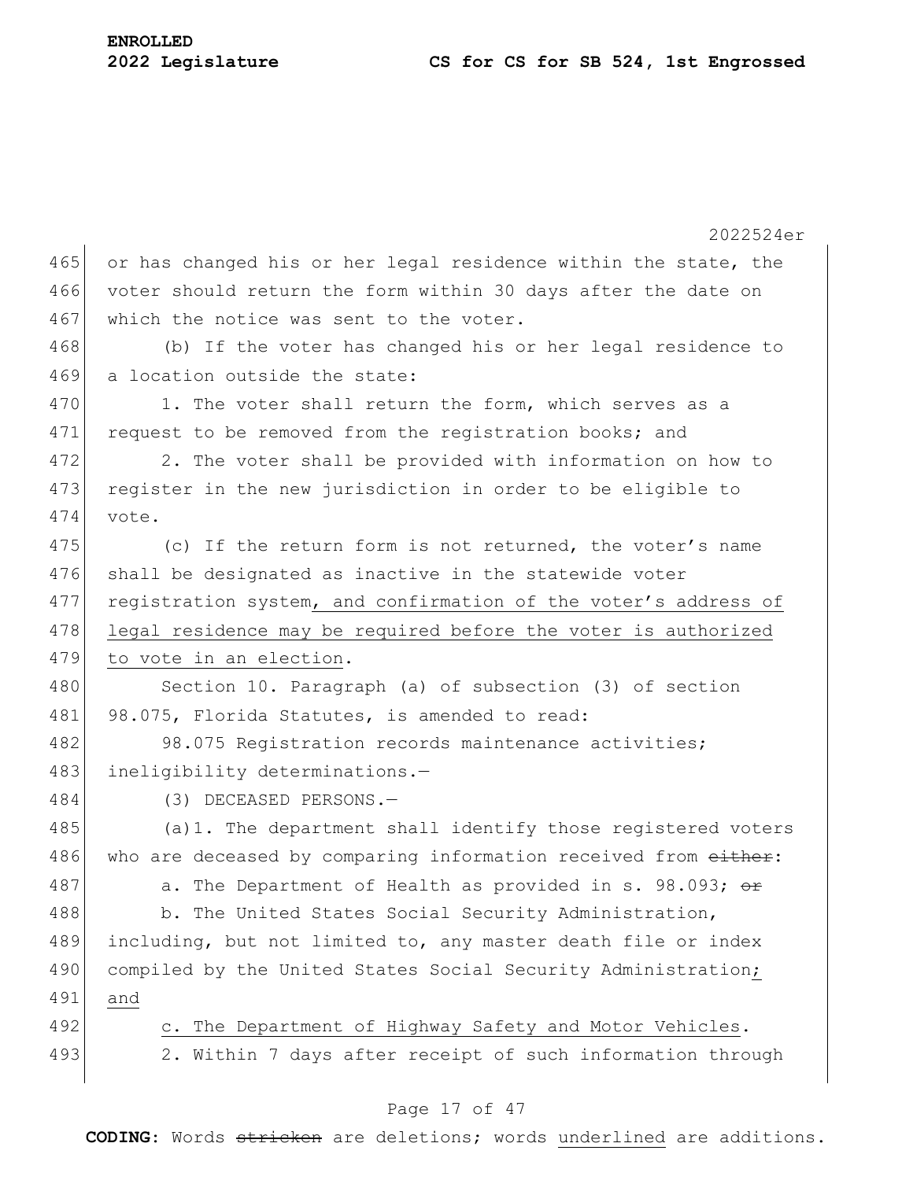or has changed his or her legal residence within the state, the voter should return the form within 30 days after the date on which the notice was sent to the voter.

(b) If the voter has changed his or her legal residence to a location outside the state:

1. The voter shall return the form, which serves as a request to be removed from the registration books; and

2. The voter shall be provided with information on how to register in the new jurisdiction in order to be eligible to vote.

(c) If the return form is not returned, the voter's name shall be designated as inactive in the statewide voter registration system, and confirmation of the voter's address of legal residence may be required before the voter is authorized to vote in an election.

Section 10. Paragraph (a) of subsection (3) of section 98.075, Florida Statutes, is amended to read:

98.075 Registration records maintenance activities; ineligibility determinations.—

(3) DECEASED PERSONS.—

(a)1. The department shall identify those registered voters who are deceased by comparing information received from ~~either~~:

a. The Department of Health as provided in s. 98.093; ~~or~~

b. The United States Social Security Administration, including, but not limited to, any master death file or index compiled by the United States Social Security Administration; and

c. The Department of Highway Safety and Motor Vehicles.

2. Within 7 days after receipt of such information through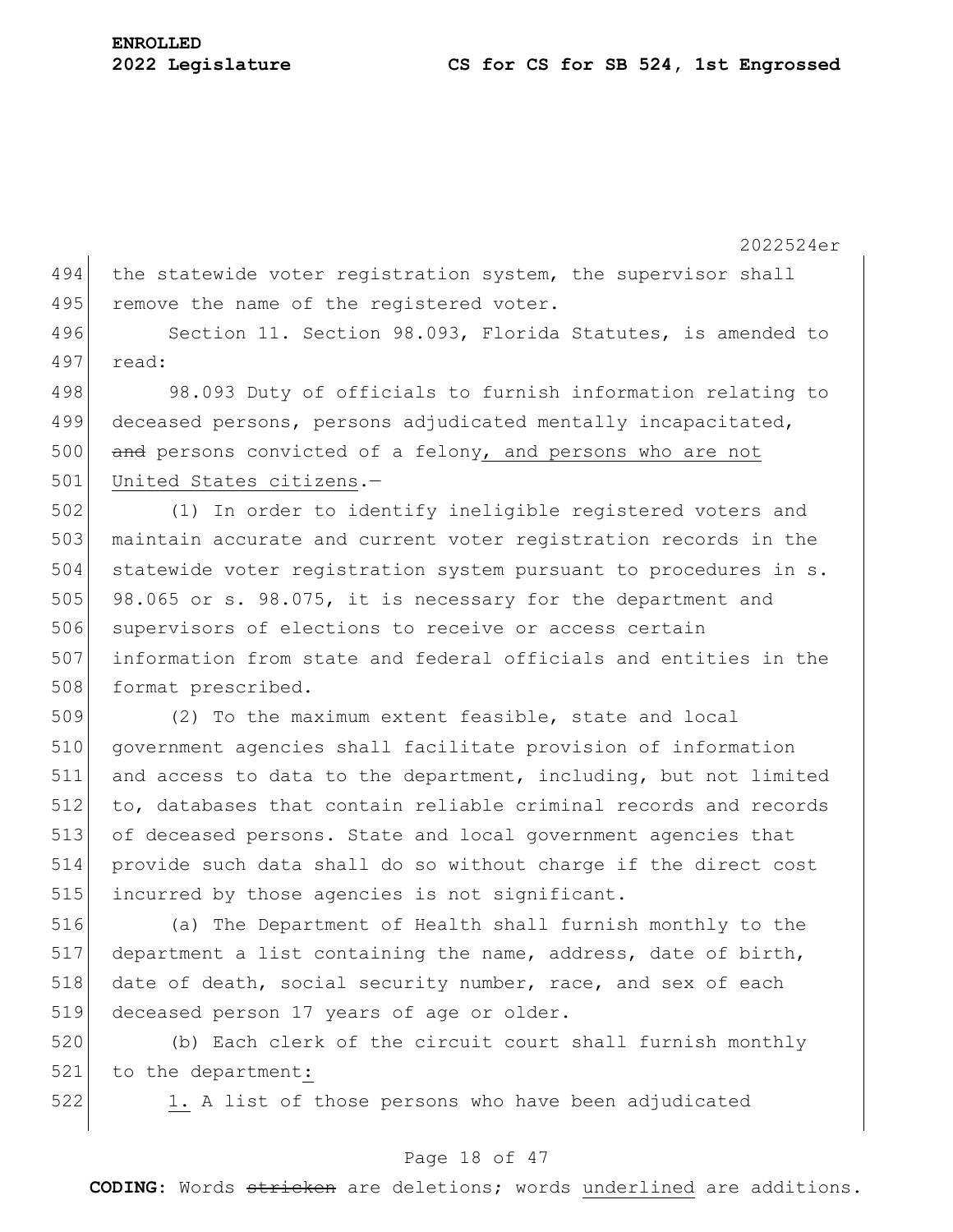the statewide voter registration system, the supervisor shall remove the name of the registered voter.

Section 11. Section 98.093, Florida Statutes, is amended to read:

98.093 Duty of officials to furnish information relating to deceased persons, persons adjudicated mentally incapacitated, ~~and~~ persons convicted of a felony, and persons who are not United States citizens.—

(1) In order to identify ineligible registered voters and maintain accurate and current voter registration records in the statewide voter registration system pursuant to procedures in s. 98.065 or s. 98.075, it is necessary for the department and supervisors of elections to receive or access certain information from state and federal officials and entities in the format prescribed.

(2) To the maximum extent feasible, state and local government agencies shall facilitate provision of information and access to data to the department, including, but not limited to, databases that contain reliable criminal records and records of deceased persons. State and local government agencies that provide such data shall do so without charge if the direct cost incurred by those agencies is not significant.

(a) The Department of Health shall furnish monthly to the department a list containing the name, address, date of birth, date of death, social security number, race, and sex of each deceased person 17 years of age or older.

(b) Each clerk of the circuit court shall furnish monthly to the department:

1. A list of those persons who have been adjudicated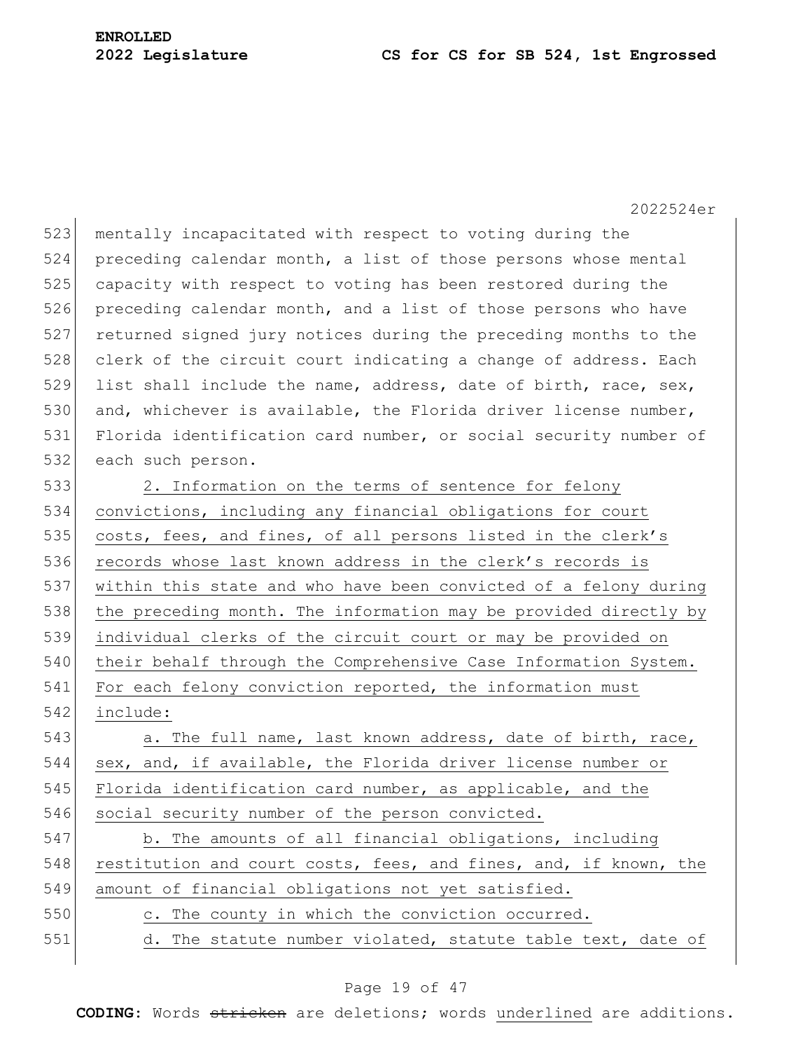mentally incapacitated with respect to voting during the preceding calendar month, a list of those persons whose mental capacity with respect to voting has been restored during the preceding calendar month, and a list of those persons who have returned signed jury notices during the preceding months to the clerk of the circuit court indicating a change of address. Each list shall include the name, address, date of birth, race, sex, and, whichever is available, the Florida driver license number, Florida identification card number, or social security number of each such person.

2. Information on the terms of sentence for felony convictions, including any financial obligations for court costs, fees, and fines, of all persons listed in the clerk's records whose last known address in the clerk's records is within this state and who have been convicted of a felony during the preceding month. The information may be provided directly by individual clerks of the circuit court or may be provided on their behalf through the Comprehensive Case Information System. For each felony conviction reported, the information must include:

a. The full name, last known address, date of birth, race, sex, and, if available, the Florida driver license number or Florida identification card number, as applicable, and the social security number of the person convicted.

b. The amounts of all financial obligations, including restitution and court costs, fees, and fines, and, if known, the amount of financial obligations not yet satisfied.

c. The county in which the conviction occurred.

d. The statute number violated, statute table text, date of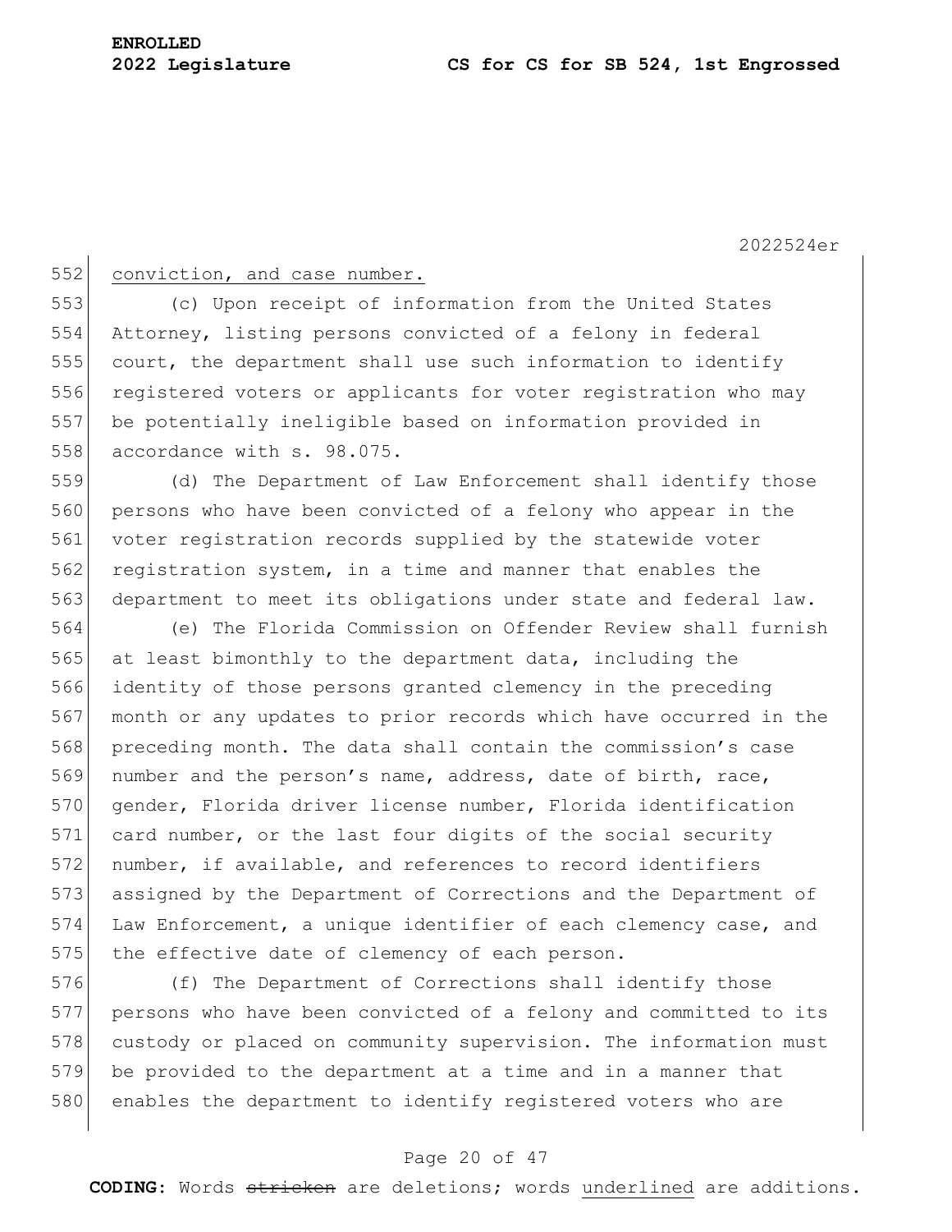conviction, and case number.

(c) Upon receipt of information from the United States Attorney, listing persons convicted of a felony in federal court, the department shall use such information to identify registered voters or applicants for voter registration who may be potentially ineligible based on information provided in accordance with s. 98.075.

(d) The Department of Law Enforcement shall identify those persons who have been convicted of a felony who appear in the voter registration records supplied by the statewide voter registration system, in a time and manner that enables the department to meet its obligations under state and federal law.

(e) The Florida Commission on Offender Review shall furnish at least bimonthly to the department data, including the identity of those persons granted clemency in the preceding month or any updates to prior records which have occurred in the preceding month. The data shall contain the commission's case number and the person's name, address, date of birth, race, gender, Florida driver license number, Florida identification card number, or the last four digits of the social security number, if available, and references to record identifiers assigned by the Department of Corrections and the Department of Law Enforcement, a unique identifier of each clemency case, and the effective date of clemency of each person.

(f) The Department of Corrections shall identify those persons who have been convicted of a felony and committed to its custody or placed on community supervision. The information must be provided to the department at a time and in a manner that enables the department to identify registered voters who are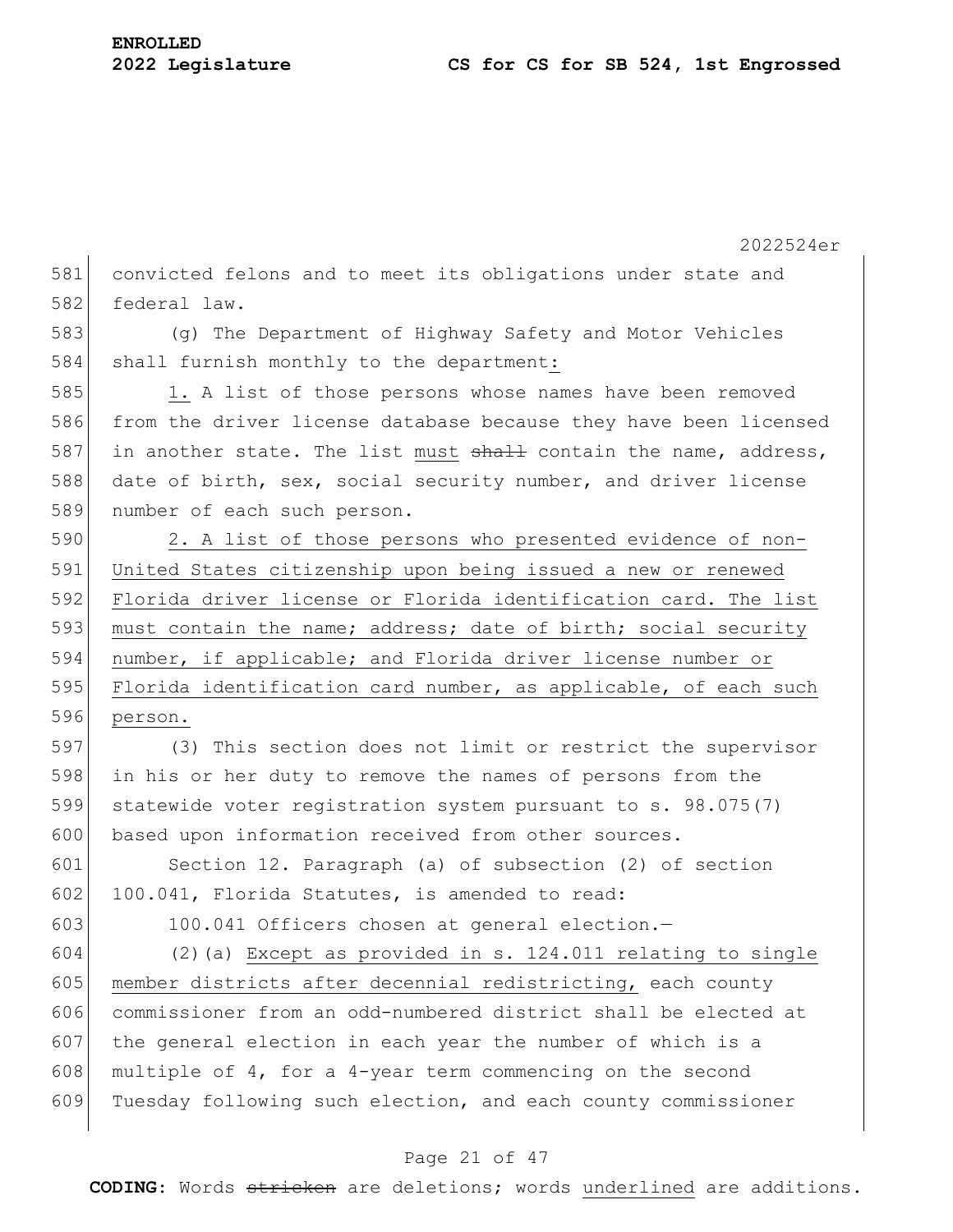convicted felons and to meet its obligations under state and federal law.

(g) The Department of Highway Safety and Motor Vehicles shall furnish monthly to the department<u>:</u>

<u>1.</u> A list of those persons whose names have been removed from the driver license database because they have been licensed in another state. The list <u>must</u> ~~shall~~ contain the name, address, date of birth, sex, social security number, and driver license number of each such person.

<u>2. A list of those persons who presented evidence of non-United States citizenship upon being issued a new or renewed Florida driver license or Florida identification card. The list must contain the name; address; date of birth; social security number, if applicable; and Florida driver license number or Florida identification card number, as applicable, of each such person.</u>

(3) This section does not limit or restrict the supervisor in his or her duty to remove the names of persons from the statewide voter registration system pursuant to s. 98.075(7) based upon information received from other sources.

Section 12. Paragraph (a) of subsection (2) of section 100.041, Florida Statutes, is amended to read:

100.041 Officers chosen at general election.—

(2)(a) <u>Except as provided in s. 124.011 relating to single member districts after decennial redistricting,</u> each county commissioner from an odd-numbered district shall be elected at the general election in each year the number of which is a multiple of 4, for a 4-year term commencing on the second Tuesday following such election, and each county commissioner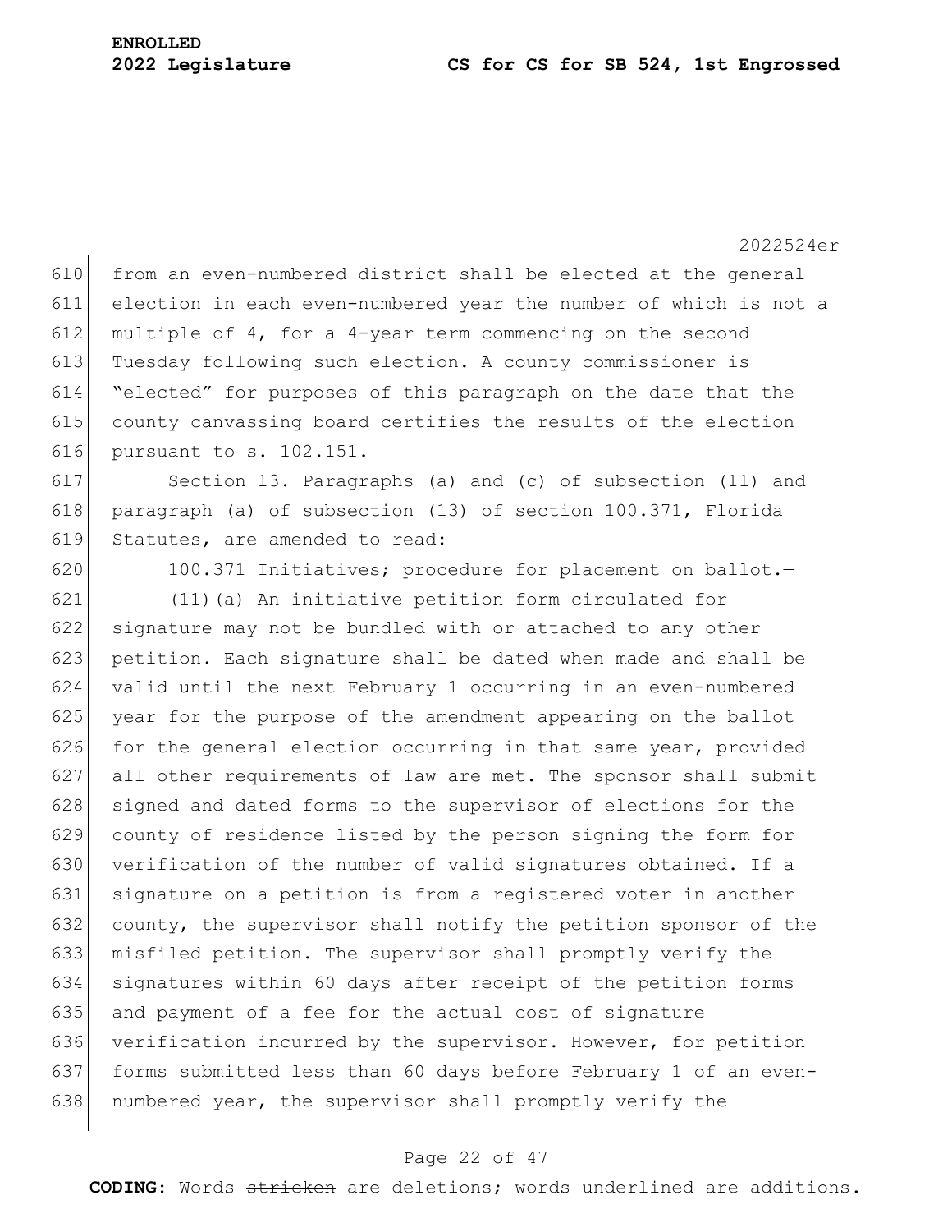from an even-numbered district shall be elected at the general election in each even-numbered year the number of which is not a multiple of 4, for a 4-year term commencing on the second Tuesday following such election. A county commissioner is "elected" for purposes of this paragraph on the date that the county canvassing board certifies the results of the election pursuant to s. 102.151.

Section 13. Paragraphs (a) and (c) of subsection (11) and paragraph (a) of subsection (13) of section 100.371, Florida Statutes, are amended to read:

100.371 Initiatives; procedure for placement on ballot.—

(11)(a) An initiative petition form circulated for signature may not be bundled with or attached to any other petition. Each signature shall be dated when made and shall be valid until the next February 1 occurring in an even-numbered year for the purpose of the amendment appearing on the ballot for the general election occurring in that same year, provided all other requirements of law are met. The sponsor shall submit signed and dated forms to the supervisor of elections for the county of residence listed by the person signing the form for verification of the number of valid signatures obtained. If a signature on a petition is from a registered voter in another county, the supervisor shall notify the petition sponsor of the misfiled petition. The supervisor shall promptly verify the signatures within 60 days after receipt of the petition forms and payment of a fee for the actual cost of signature verification incurred by the supervisor. However, for petition forms submitted less than 60 days before February 1 of an even-numbered year, the supervisor shall promptly verify the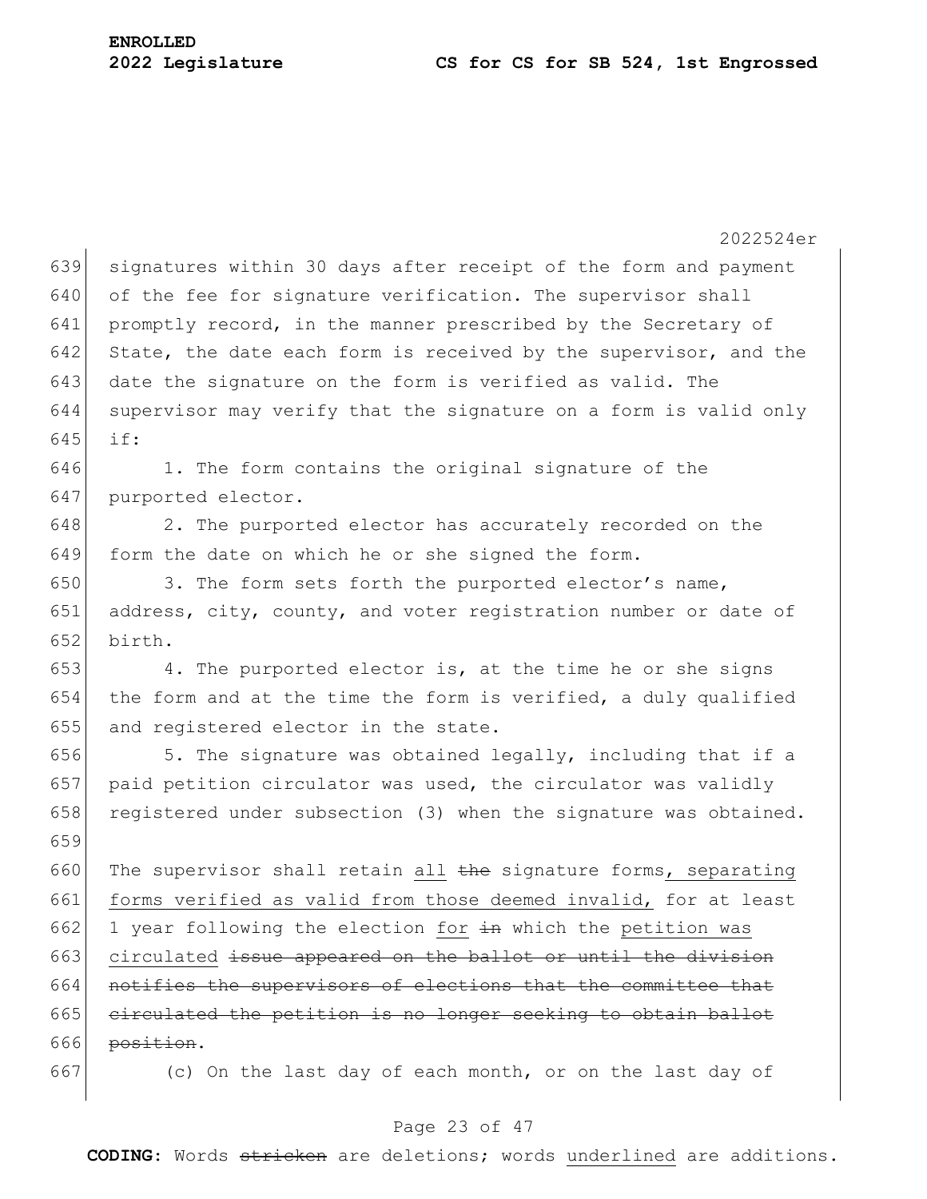signatures within 30 days after receipt of the form and payment of the fee for signature verification. The supervisor shall promptly record, in the manner prescribed by the Secretary of State, the date each form is received by the supervisor, and the date the signature on the form is verified as valid. The supervisor may verify that the signature on a form is valid only if:

1. The form contains the original signature of the purported elector.

2. The purported elector has accurately recorded on the form the date on which he or she signed the form.

3. The form sets forth the purported elector's name, address, city, county, and voter registration number or date of birth.

4. The purported elector is, at the time he or she signs the form and at the time the form is verified, a duly qualified and registered elector in the state.

5. The signature was obtained legally, including that if a paid petition circulator was used, the circulator was validly registered under subsection (3) when the signature was obtained.

The supervisor shall retain <u>all</u> ~~the~~ signature forms<u>, separating forms verified as valid from those deemed invalid,</u> for at least 1 year following the election <u>for</u> ~~in~~ which the <u>petition was circulated</u> ~~issue appeared on the ballot or until the division notifies the supervisors of elections that the committee that circulated the petition is no longer seeking to obtain ballot position~~.

(c) On the last day of each month, or on the last day of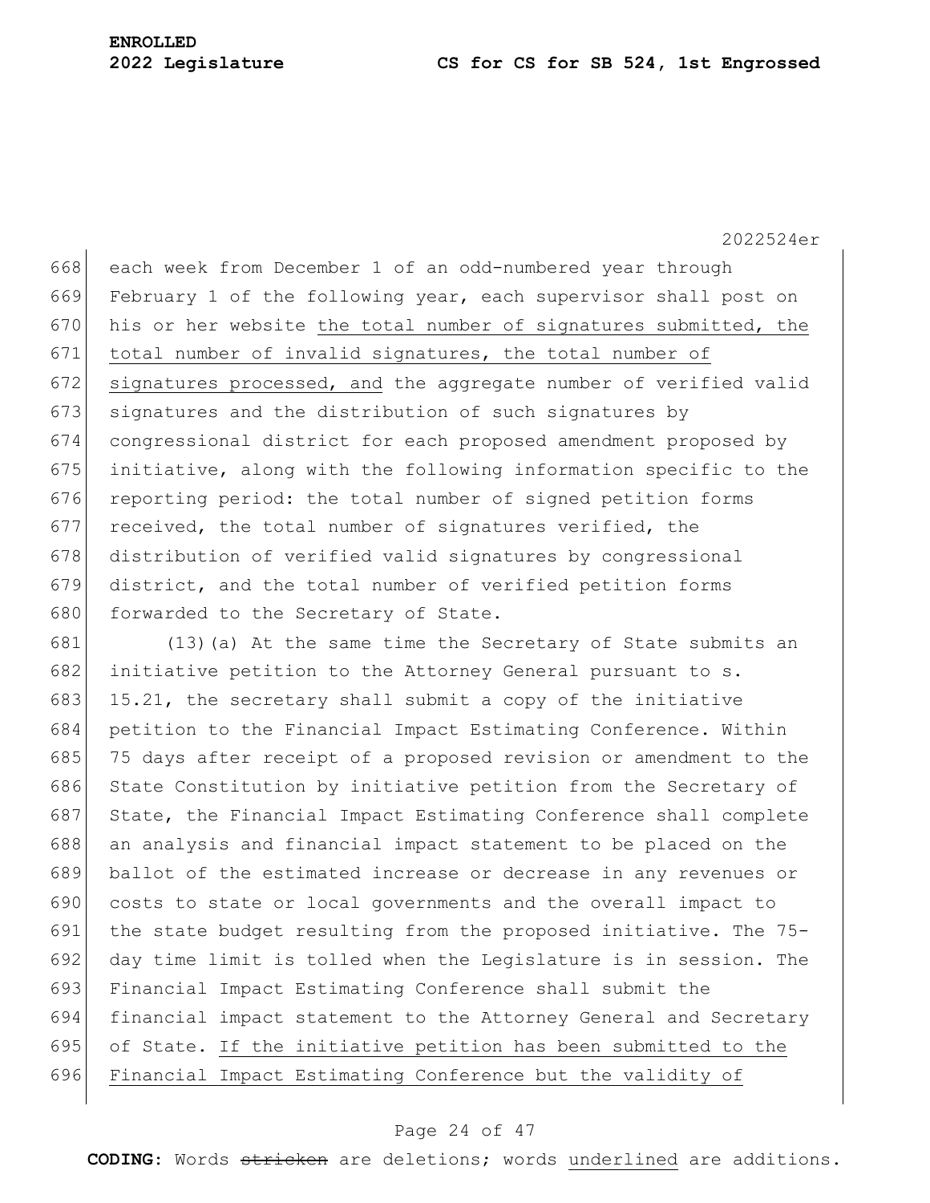each week from December 1 of an odd-numbered year through February 1 of the following year, each supervisor shall post on his or her website <u>the total number of signatures submitted, the total number of invalid signatures, the total number of signatures processed, and</u> the aggregate number of verified valid signatures and the distribution of such signatures by congressional district for each proposed amendment proposed by initiative, along with the following information specific to the reporting period: the total number of signed petition forms received, the total number of signatures verified, the distribution of verified valid signatures by congressional district, and the total number of verified petition forms forwarded to the Secretary of State.

(13)(a) At the same time the Secretary of State submits an initiative petition to the Attorney General pursuant to s. 15.21, the secretary shall submit a copy of the initiative petition to the Financial Impact Estimating Conference. Within 75 days after receipt of a proposed revision or amendment to the State Constitution by initiative petition from the Secretary of State, the Financial Impact Estimating Conference shall complete an analysis and financial impact statement to be placed on the ballot of the estimated increase or decrease in any revenues or costs to state or local governments and the overall impact to the state budget resulting from the proposed initiative. The 75-day time limit is tolled when the Legislature is in session. The Financial Impact Estimating Conference shall submit the financial impact statement to the Attorney General and Secretary of State. <u>If the initiative petition has been submitted to the Financial Impact Estimating Conference but the validity of</u>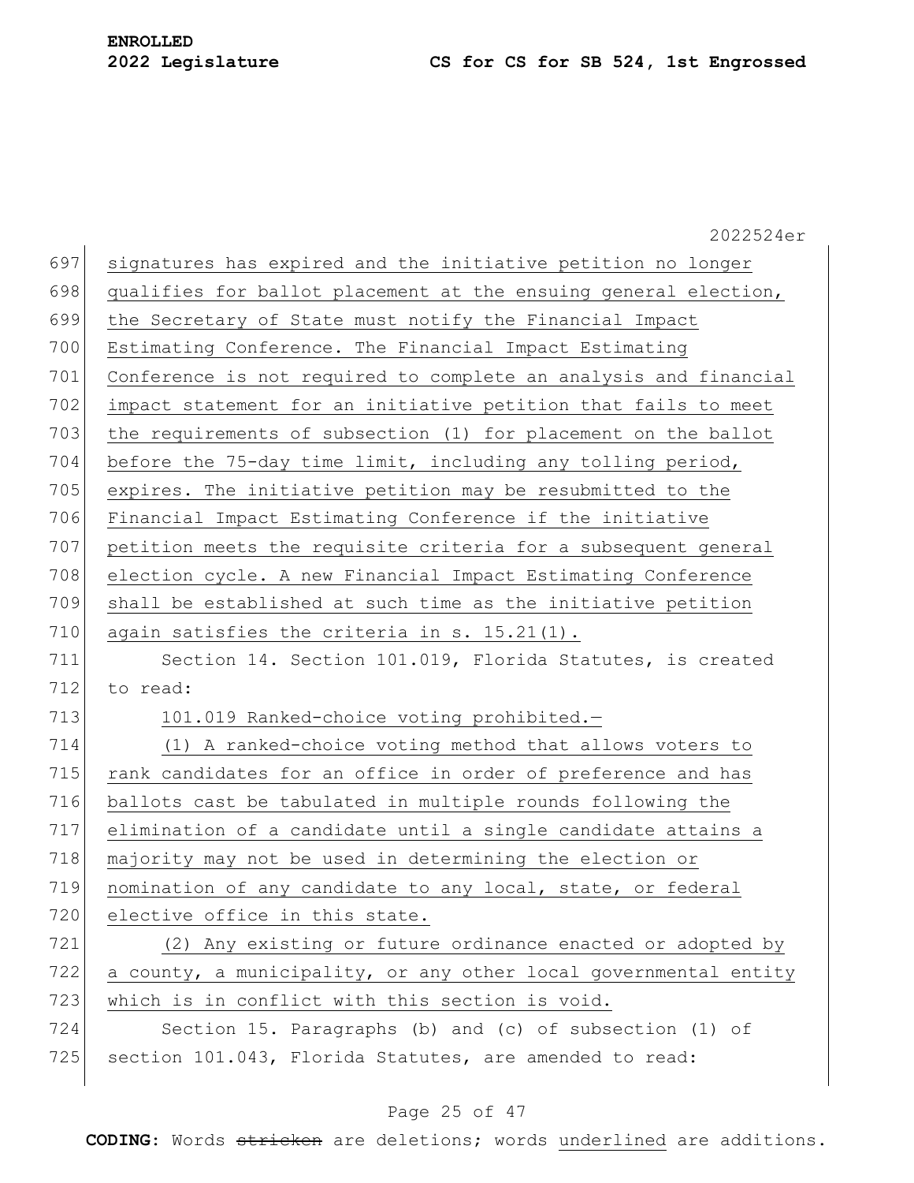signatures has expired and the initiative petition no longer qualifies for ballot placement at the ensuing general election, the Secretary of State must notify the Financial Impact Estimating Conference. The Financial Impact Estimating Conference is not required to complete an analysis and financial impact statement for an initiative petition that fails to meet the requirements of subsection (1) for placement on the ballot before the 75-day time limit, including any tolling period, expires. The initiative petition may be resubmitted to the Financial Impact Estimating Conference if the initiative petition meets the requisite criteria for a subsequent general election cycle. A new Financial Impact Estimating Conference shall be established at such time as the initiative petition again satisfies the criteria in s. 15.21(1).

Section 14. Section 101.019, Florida Statutes, is created to read:

101.019 Ranked-choice voting prohibited.—

(1) A ranked-choice voting method that allows voters to rank candidates for an office in order of preference and has ballots cast be tabulated in multiple rounds following the elimination of a candidate until a single candidate attains a majority may not be used in determining the election or nomination of any candidate to any local, state, or federal elective office in this state.

(2) Any existing or future ordinance enacted or adopted by a county, a municipality, or any other local governmental entity which is in conflict with this section is void.

Section 15. Paragraphs (b) and (c) of subsection (1) of section 101.043, Florida Statutes, are amended to read: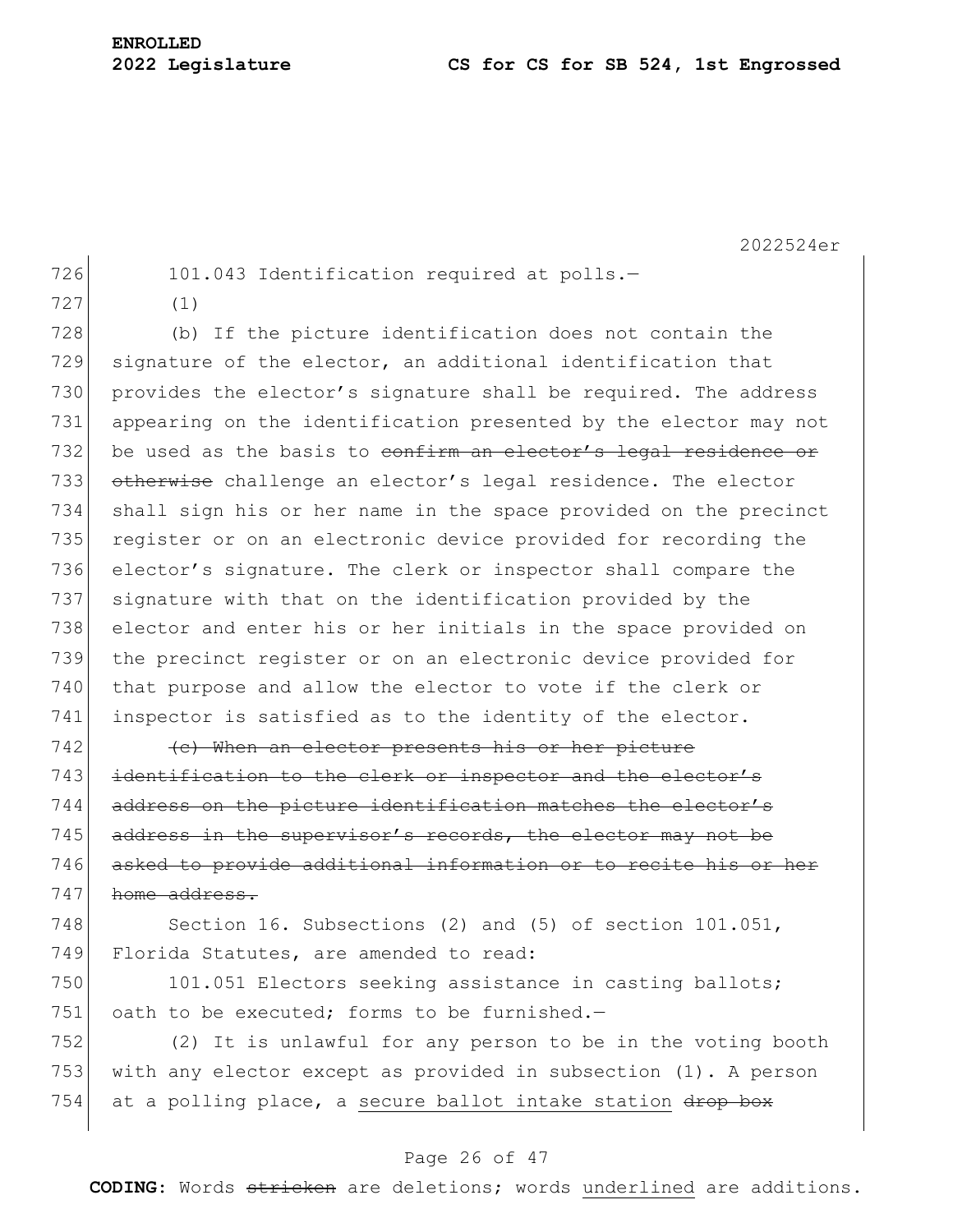101.043 Identification required at polls.—

(1)

(b) If the picture identification does not contain the signature of the elector, an additional identification that provides the elector's signature shall be required. The address appearing on the identification presented by the elector may not be used as the basis to ~~confirm an elector's legal residence or otherwise~~ challenge an elector's legal residence. The elector shall sign his or her name in the space provided on the precinct register or on an electronic device provided for recording the elector's signature. The clerk or inspector shall compare the signature with that on the identification provided by the elector and enter his or her initials in the space provided on the precinct register or on an electronic device provided for that purpose and allow the elector to vote if the clerk or inspector is satisfied as to the identity of the elector.

~~(c) When an elector presents his or her picture identification to the clerk or inspector and the elector's address on the picture identification matches the elector's address in the supervisor's records, the elector may not be asked to provide additional information or to recite his or her home address.~~

Section 16. Subsections (2) and (5) of section 101.051, Florida Statutes, are amended to read:

101.051 Electors seeking assistance in casting ballots; oath to be executed; forms to be furnished.—

(2) It is unlawful for any person to be in the voting booth with any elector except as provided in subsection (1). A person at a polling place, a <u>secure ballot intake station</u> ~~drop box~~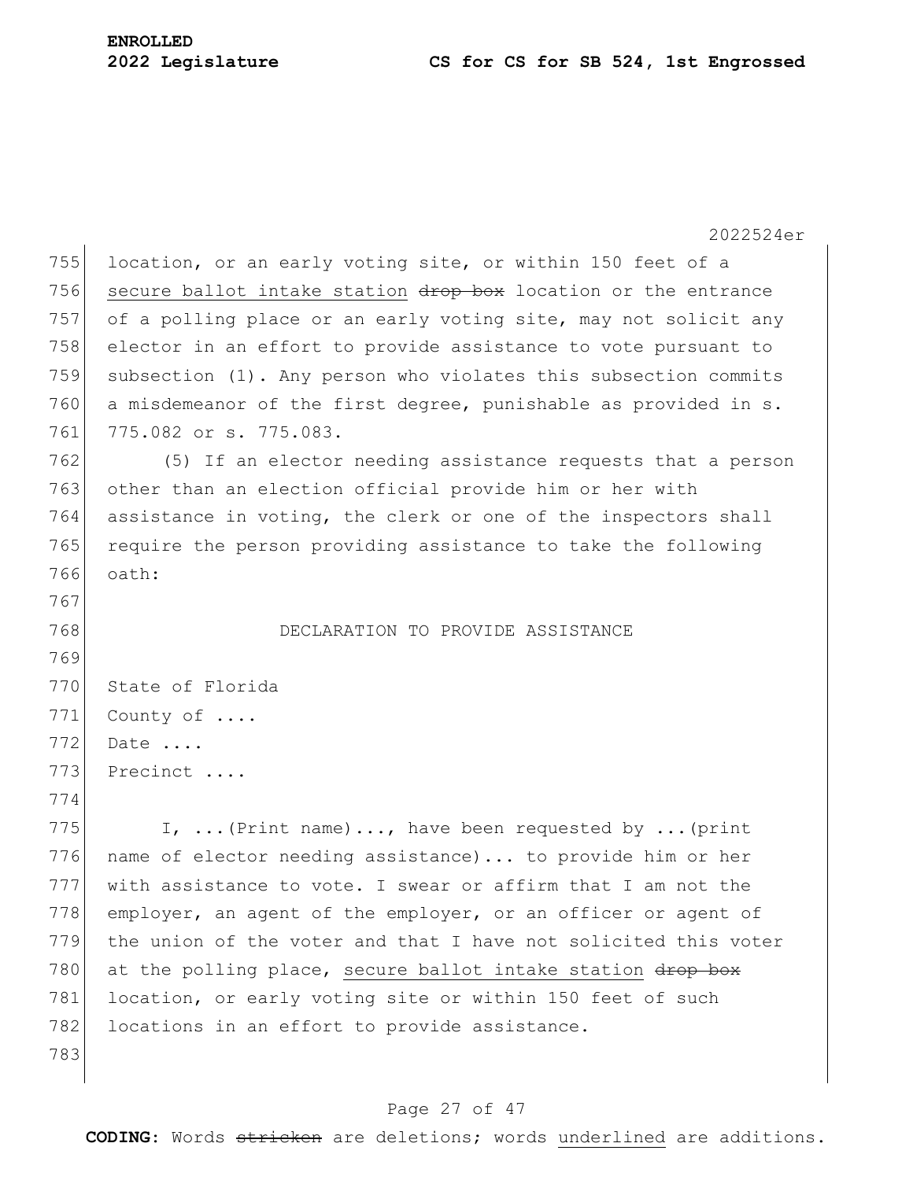location, or an early voting site, or within 150 feet of a secure ballot intake station ~~drop box~~ location or the entrance of a polling place or an early voting site, may not solicit any elector in an effort to provide assistance to vote pursuant to subsection (1). Any person who violates this subsection commits a misdemeanor of the first degree, punishable as provided in s. 775.082 or s. 775.083.

(5) If an elector needing assistance requests that a person other than an election official provide him or her with assistance in voting, the clerk or one of the inspectors shall require the person providing assistance to take the following oath:

DECLARATION TO PROVIDE ASSISTANCE

State of Florida
County of ....
Date ....
Precinct ....

I, ...(Print name)..., have been requested by ...(print name of elector needing assistance)... to provide him or her with assistance to vote. I swear or affirm that I am not the employer, an agent of the employer, or an officer or agent of the union of the voter and that I have not solicited this voter at the polling place, secure ballot intake station ~~drop box~~ location, or early voting site or within 150 feet of such locations in an effort to provide assistance.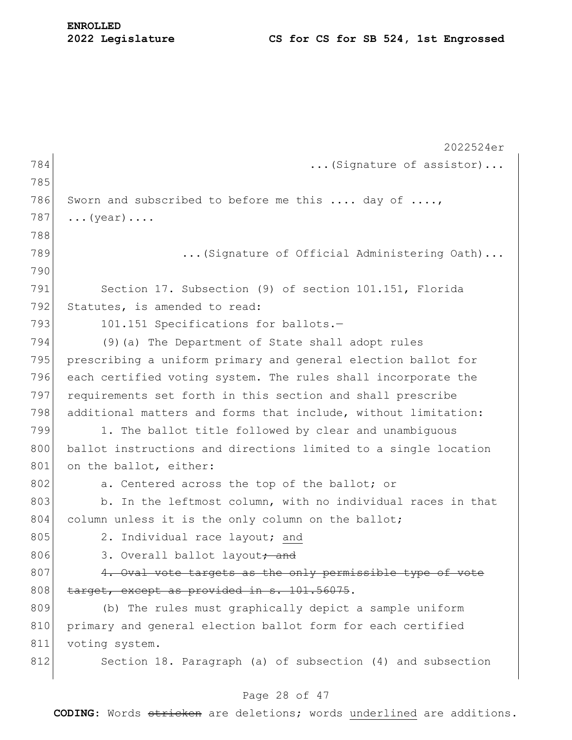...(Signature of assistor)...

Sworn and subscribed to before me this .... day of ....,
...(year)....

...(Signature of Official Administering Oath)...

Section 17. Subsection (9) of section 101.151, Florida Statutes, is amended to read:

101.151 Specifications for ballots.—

(9)(a) The Department of State shall adopt rules prescribing a uniform primary and general election ballot for each certified voting system. The rules shall incorporate the requirements set forth in this section and shall prescribe additional matters and forms that include, without limitation:

1. The ballot title followed by clear and unambiguous ballot instructions and directions limited to a single location on the ballot, either:

a. Centered across the top of the ballot; or

b. In the leftmost column, with no individual races in that column unless it is the only column on the ballot;

2. Individual race layout; <u>and</u>

3. Overall ballot layout~~; and~~

~~4. Oval vote targets as the only permissible type of vote target, except as provided in s. 101.56075~~.

(b) The rules must graphically depict a sample uniform primary and general election ballot form for each certified voting system.

Section 18. Paragraph (a) of subsection (4) and subsection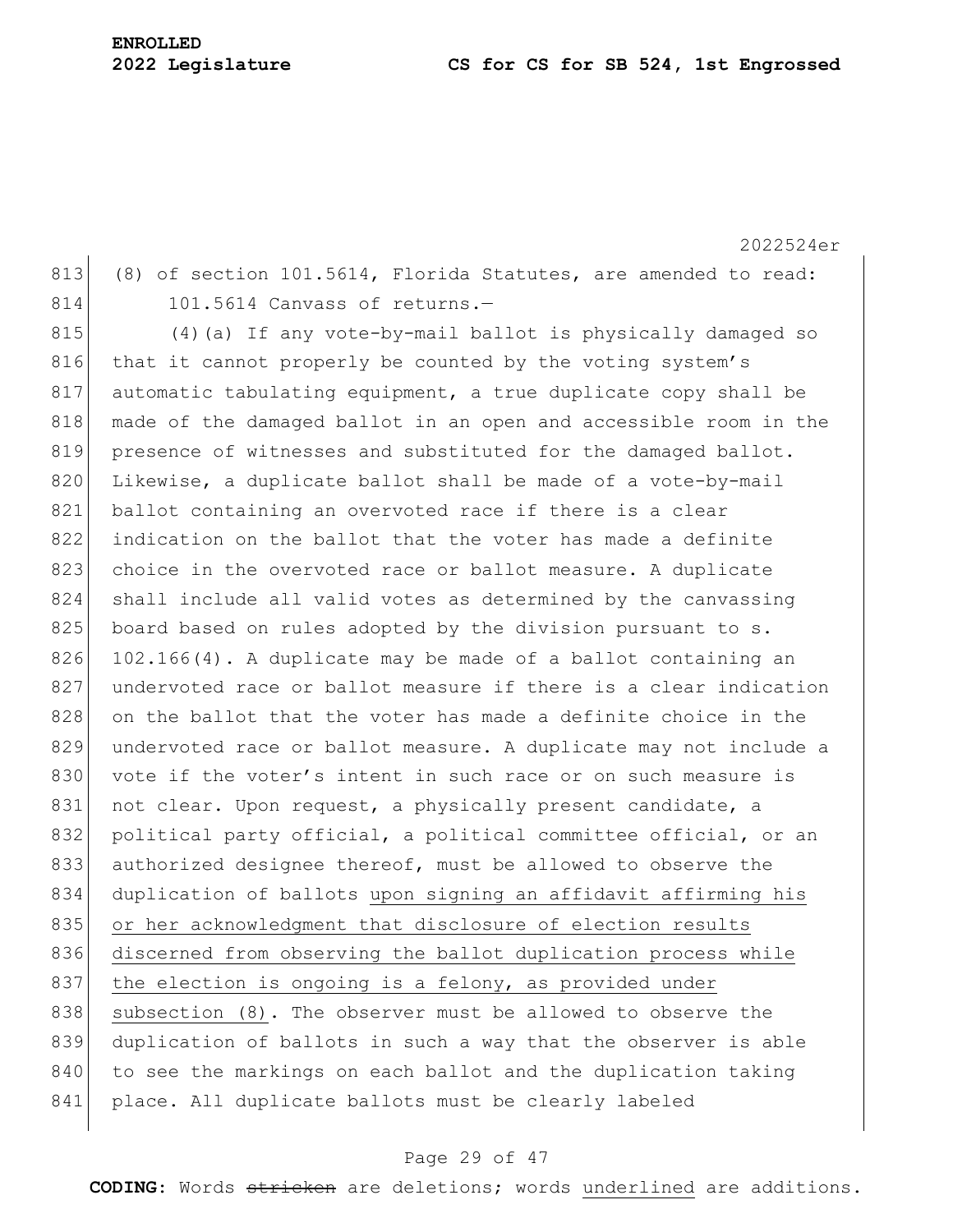(8) of section 101.5614, Florida Statutes, are amended to read:

101.5614 Canvass of returns.—

(4)(a) If any vote-by-mail ballot is physically damaged so that it cannot properly be counted by the voting system's automatic tabulating equipment, a true duplicate copy shall be made of the damaged ballot in an open and accessible room in the presence of witnesses and substituted for the damaged ballot. Likewise, a duplicate ballot shall be made of a vote-by-mail ballot containing an overvoted race if there is a clear indication on the ballot that the voter has made a definite choice in the overvoted race or ballot measure. A duplicate shall include all valid votes as determined by the canvassing board based on rules adopted by the division pursuant to s. 102.166(4). A duplicate may be made of a ballot containing an undervoted race or ballot measure if there is a clear indication on the ballot that the voter has made a definite choice in the undervoted race or ballot measure. A duplicate may not include a vote if the voter's intent in such race or on such measure is not clear. Upon request, a physically present candidate, a political party official, a political committee official, or an authorized designee thereof, must be allowed to observe the duplication of ballots <u>upon signing an affidavit affirming his or her acknowledgment that disclosure of election results discerned from observing the ballot duplication process while the election is ongoing is a felony, as provided under subsection (8)</u>. The observer must be allowed to observe the duplication of ballots in such a way that the observer is able to see the markings on each ballot and the duplication taking place. All duplicate ballots must be clearly labeled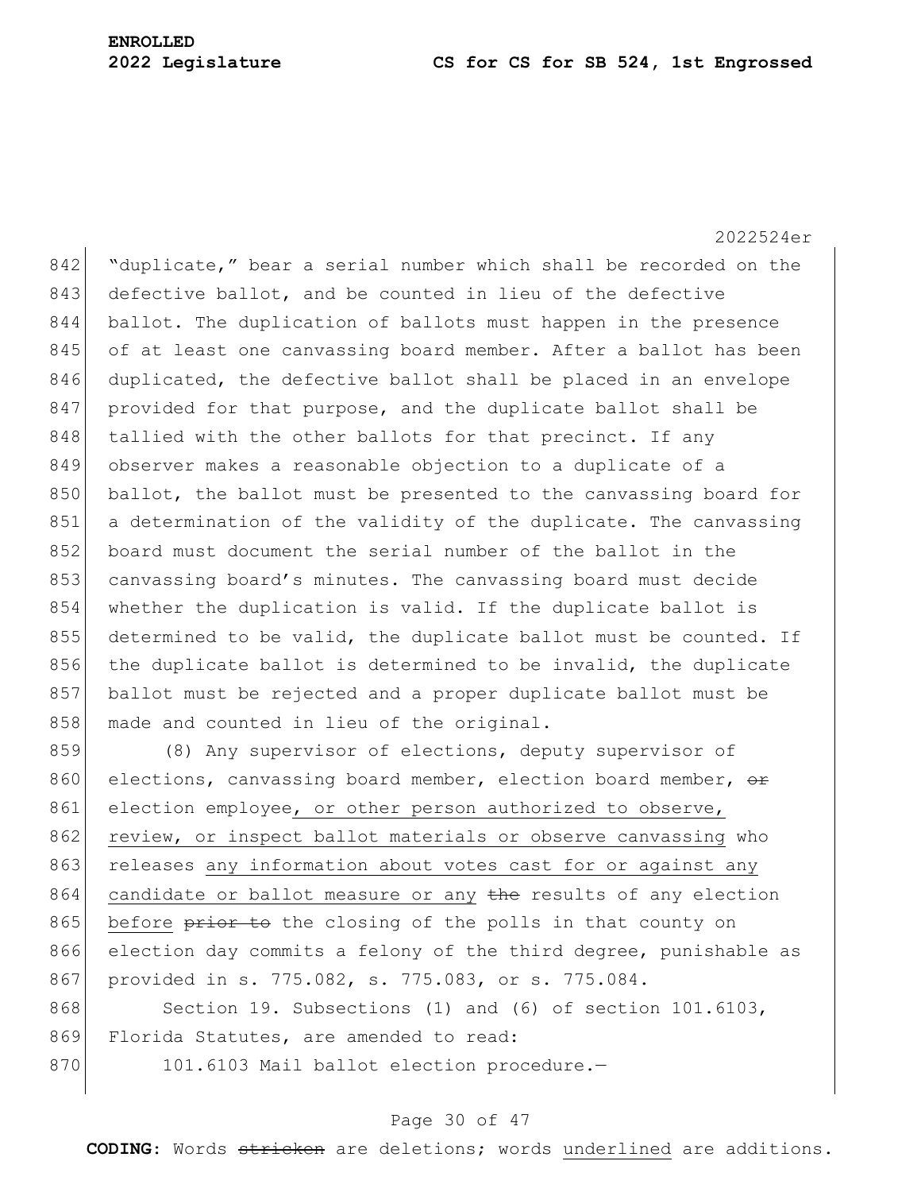"duplicate," bear a serial number which shall be recorded on the defective ballot, and be counted in lieu of the defective ballot. The duplication of ballots must happen in the presence of at least one canvassing board member. After a ballot has been duplicated, the defective ballot shall be placed in an envelope provided for that purpose, and the duplicate ballot shall be tallied with the other ballots for that precinct. If any observer makes a reasonable objection to a duplicate of a ballot, the ballot must be presented to the canvassing board for a determination of the validity of the duplicate. The canvassing board must document the serial number of the ballot in the canvassing board's minutes. The canvassing board must decide whether the duplication is valid. If the duplicate ballot is determined to be valid, the duplicate ballot must be counted. If the duplicate ballot is determined to be invalid, the duplicate ballot must be rejected and a proper duplicate ballot must be made and counted in lieu of the original.

(8) Any supervisor of elections, deputy supervisor of elections, canvassing board member, election board member, ~~or~~ election employee, or other person authorized to observe, review, or inspect ballot materials or observe canvassing who releases any information about votes cast for or against any candidate or ballot measure or any ~~the~~ results of any election before ~~prior to~~ the closing of the polls in that county on election day commits a felony of the third degree, punishable as provided in s. 775.082, s. 775.083, or s. 775.084.

Section 19. Subsections (1) and (6) of section 101.6103, Florida Statutes, are amended to read:

101.6103 Mail ballot election procedure.—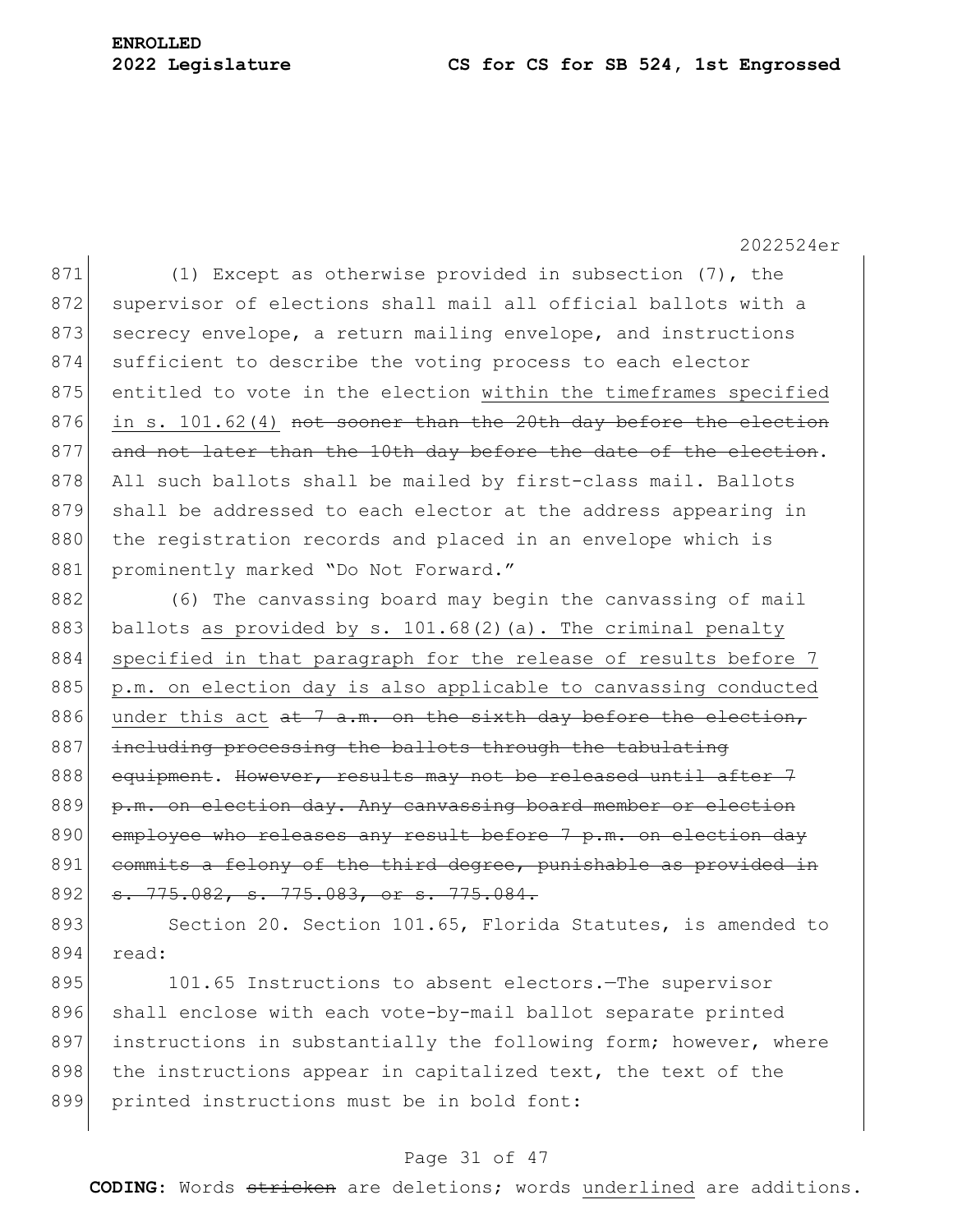(1) Except as otherwise provided in subsection (7), the supervisor of elections shall mail all official ballots with a secrecy envelope, a return mailing envelope, and instructions sufficient to describe the voting process to each elector entitled to vote in the election <u>within the timeframes specified in s. 101.62(4)</u> ~~not sooner than the 20th day before the election and not later than the 10th day before the date of the election~~. All such ballots shall be mailed by first-class mail. Ballots shall be addressed to each elector at the address appearing in the registration records and placed in an envelope which is prominently marked "Do Not Forward."

(6) The canvassing board may begin the canvassing of mail ballots <u>as provided by s. 101.68(2)(a). The criminal penalty specified in that paragraph for the release of results before 7 p.m. on election day is also applicable to canvassing conducted under this act</u> ~~at 7 a.m. on the sixth day before the election, including processing the ballots through the tabulating equipment~~. ~~However, results may not be released until after 7 p.m. on election day. Any canvassing board member or election employee who releases any result before 7 p.m. on election day commits a felony of the third degree, punishable as provided in s. 775.082, s. 775.083, or s. 775.084.~~

Section 20. Section 101.65, Florida Statutes, is amended to read:

101.65 Instructions to absent electors.—The supervisor shall enclose with each vote-by-mail ballot separate printed instructions in substantially the following form; however, where the instructions appear in capitalized text, the text of the printed instructions must be in bold font:

**CODING:** Words ~~stricken~~ are deletions; words <u>underlined</u> are additions.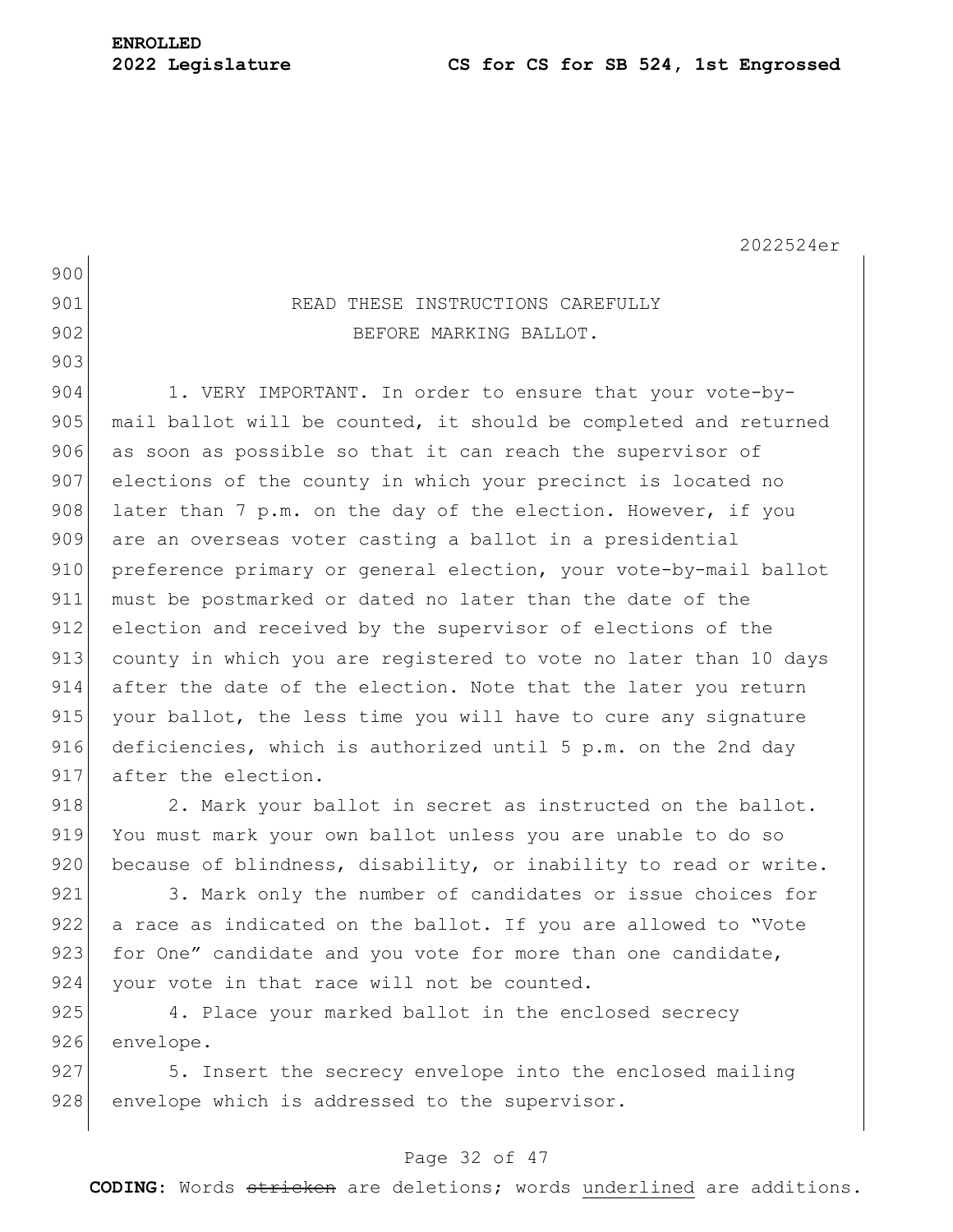READ THESE INSTRUCTIONS CAREFULLY

BEFORE MARKING BALLOT.

1. VERY IMPORTANT. In order to ensure that your vote-by-mail ballot will be counted, it should be completed and returned as soon as possible so that it can reach the supervisor of elections of the county in which your precinct is located no later than 7 p.m. on the day of the election. However, if you are an overseas voter casting a ballot in a presidential preference primary or general election, your vote-by-mail ballot must be postmarked or dated no later than the date of the election and received by the supervisor of elections of the county in which you are registered to vote no later than 10 days after the date of the election. Note that the later you return your ballot, the less time you will have to cure any signature deficiencies, which is authorized until 5 p.m. on the 2nd day after the election.

2. Mark your ballot in secret as instructed on the ballot. You must mark your own ballot unless you are unable to do so because of blindness, disability, or inability to read or write.

3. Mark only the number of candidates or issue choices for a race as indicated on the ballot. If you are allowed to "Vote for One" candidate and you vote for more than one candidate, your vote in that race will not be counted.

4. Place your marked ballot in the enclosed secrecy envelope.

5. Insert the secrecy envelope into the enclosed mailing envelope which is addressed to the supervisor.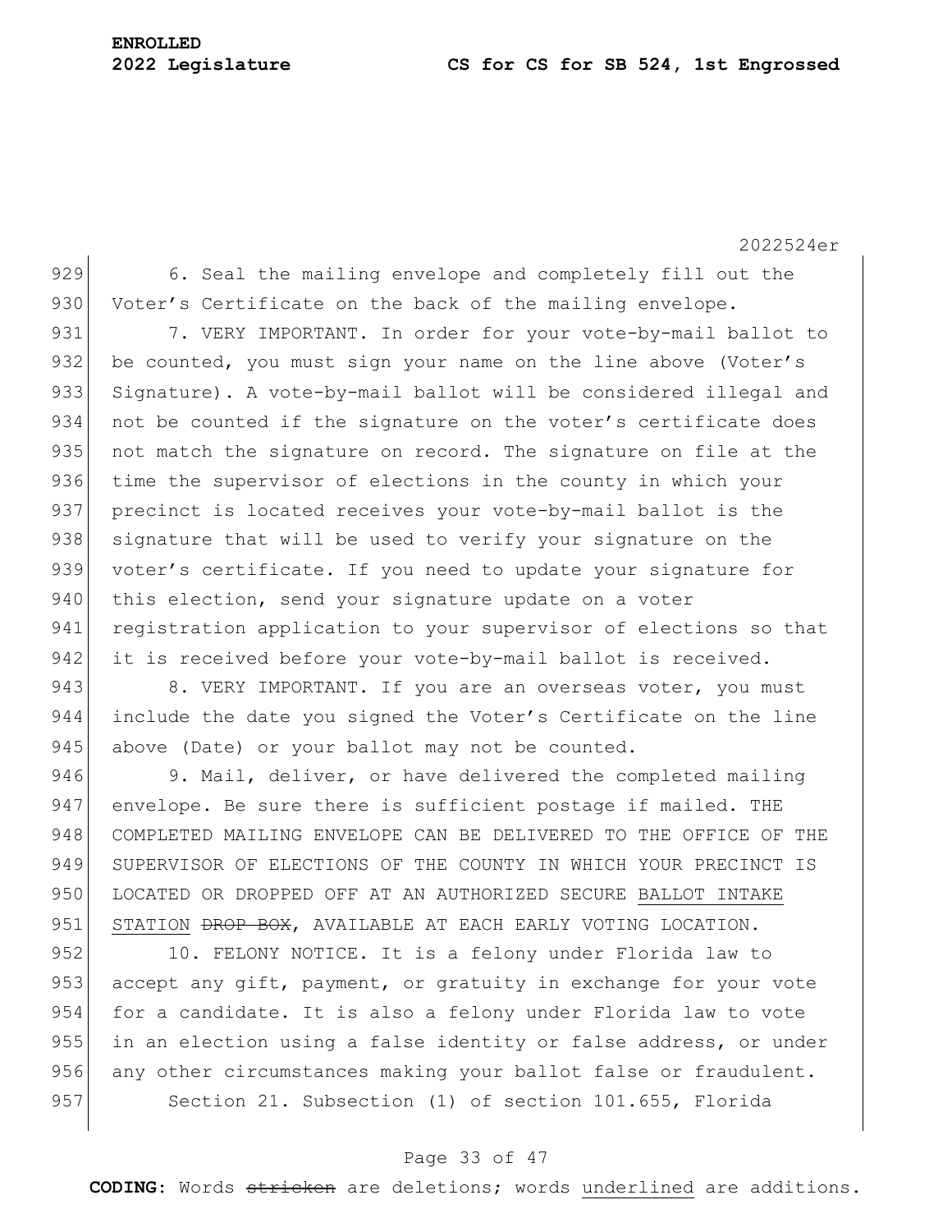6. Seal the mailing envelope and completely fill out the Voter's Certificate on the back of the mailing envelope.

7. VERY IMPORTANT. In order for your vote-by-mail ballot to be counted, you must sign your name on the line above (Voter's Signature). A vote-by-mail ballot will be considered illegal and not be counted if the signature on the voter's certificate does not match the signature on record. The signature on file at the time the supervisor of elections in the county in which your precinct is located receives your vote-by-mail ballot is the signature that will be used to verify your signature on the voter's certificate. If you need to update your signature for this election, send your signature update on a voter registration application to your supervisor of elections so that it is received before your vote-by-mail ballot is received.

8. VERY IMPORTANT. If you are an overseas voter, you must include the date you signed the Voter's Certificate on the line above (Date) or your ballot may not be counted.

9. Mail, deliver, or have delivered the completed mailing envelope. Be sure there is sufficient postage if mailed. THE COMPLETED MAILING ENVELOPE CAN BE DELIVERED TO THE OFFICE OF THE SUPERVISOR OF ELECTIONS OF THE COUNTY IN WHICH YOUR PRECINCT IS LOCATED OR DROPPED OFF AT AN AUTHORIZED SECURE <u>BALLOT INTAKE STATION</u> ~~DROP BOX~~, AVAILABLE AT EACH EARLY VOTING LOCATION.

10. FELONY NOTICE. It is a felony under Florida law to accept any gift, payment, or gratuity in exchange for your vote for a candidate. It is also a felony under Florida law to vote in an election using a false identity or false address, or under any other circumstances making your ballot false or fraudulent.

Section 21. Subsection (1) of section 101.655, Florida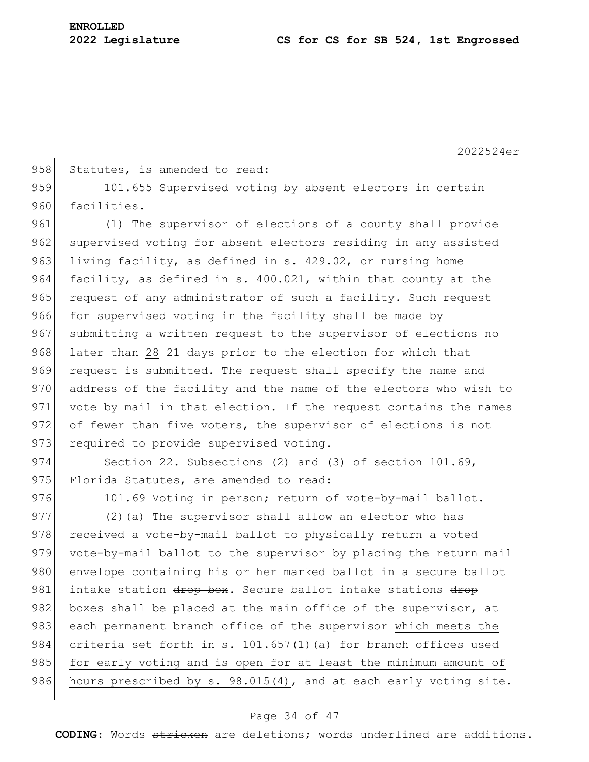Statutes, is amended to read:

101.655 Supervised voting by absent electors in certain facilities.—

(1) The supervisor of elections of a county shall provide supervised voting for absent electors residing in any assisted living facility, as defined in s. 429.02, or nursing home facility, as defined in s. 400.021, within that county at the request of any administrator of such a facility. Such request for supervised voting in the facility shall be made by submitting a written request to the supervisor of elections no later than <u>28</u> ~~21~~ days prior to the election for which that request is submitted. The request shall specify the name and address of the facility and the name of the electors who wish to vote by mail in that election. If the request contains the names of fewer than five voters, the supervisor of elections is not required to provide supervised voting.

Section 22. Subsections (2) and (3) of section 101.69, Florida Statutes, are amended to read:

101.69 Voting in person; return of vote-by-mail ballot.—

(2)(a) The supervisor shall allow an elector who has received a vote-by-mail ballot to physically return a voted vote-by-mail ballot to the supervisor by placing the return mail envelope containing his or her marked ballot in a secure <u>ballot intake station</u> ~~drop box~~. Secure <u>ballot intake stations</u> ~~drop boxes~~ shall be placed at the main office of the supervisor, at each permanent branch office of the supervisor <u>which meets the criteria set forth in s. 101.657(1)(a) for branch offices used for early voting and is open for at least the minimum amount of hours prescribed by s. 98.015(4)</u>, and at each early voting site.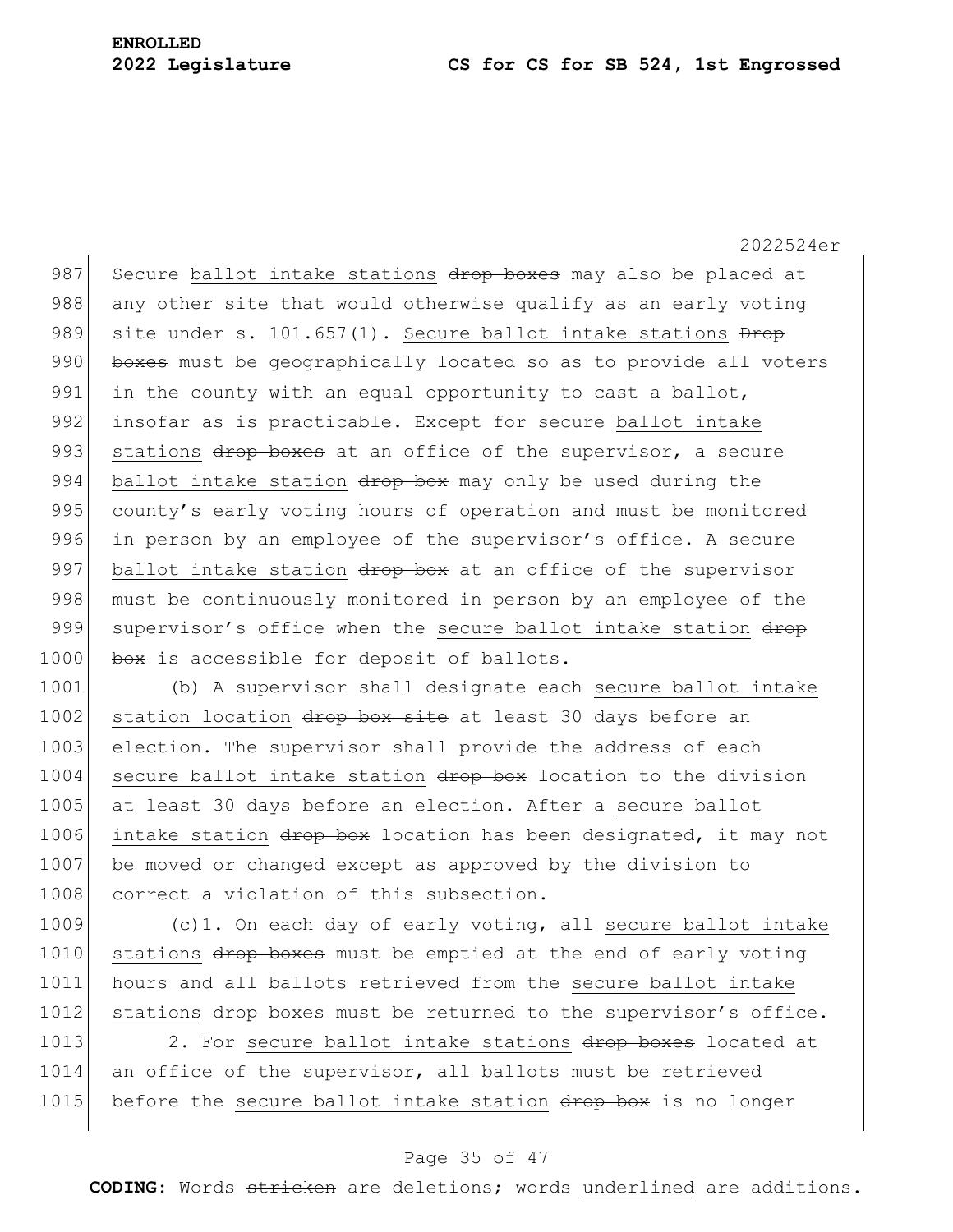Secure <u>ballot intake stations</u> ~~drop boxes~~ may also be placed at any other site that would otherwise qualify as an early voting site under s. 101.657(1). <u>Secure ballot intake stations</u> ~~Drop boxes~~ must be geographically located so as to provide all voters in the county with an equal opportunity to cast a ballot, insofar as is practicable. Except for secure <u>ballot intake stations</u> ~~drop boxes~~ at an office of the supervisor, a secure <u>ballot intake station</u> ~~drop box~~ may only be used during the county's early voting hours of operation and must be monitored in person by an employee of the supervisor's office. A secure <u>ballot intake station</u> ~~drop box~~ at an office of the supervisor must be continuously monitored in person by an employee of the supervisor's office when the <u>secure ballot intake station</u> ~~drop box~~ is accessible for deposit of ballots.

(b) A supervisor shall designate each <u>secure ballot intake station location</u> ~~drop box site~~ at least 30 days before an election. The supervisor shall provide the address of each <u>secure ballot intake station</u> ~~drop box~~ location to the division at least 30 days before an election. After a <u>secure ballot intake station</u> ~~drop box~~ location has been designated, it may not be moved or changed except as approved by the division to correct a violation of this subsection.

(c)1. On each day of early voting, all <u>secure ballot intake stations</u> ~~drop boxes~~ must be emptied at the end of early voting hours and all ballots retrieved from the <u>secure ballot intake stations</u> ~~drop boxes~~ must be returned to the supervisor's office.

2. For <u>secure ballot intake stations</u> ~~drop boxes~~ located at an office of the supervisor, all ballots must be retrieved before the <u>secure ballot intake station</u> ~~drop box~~ is no longer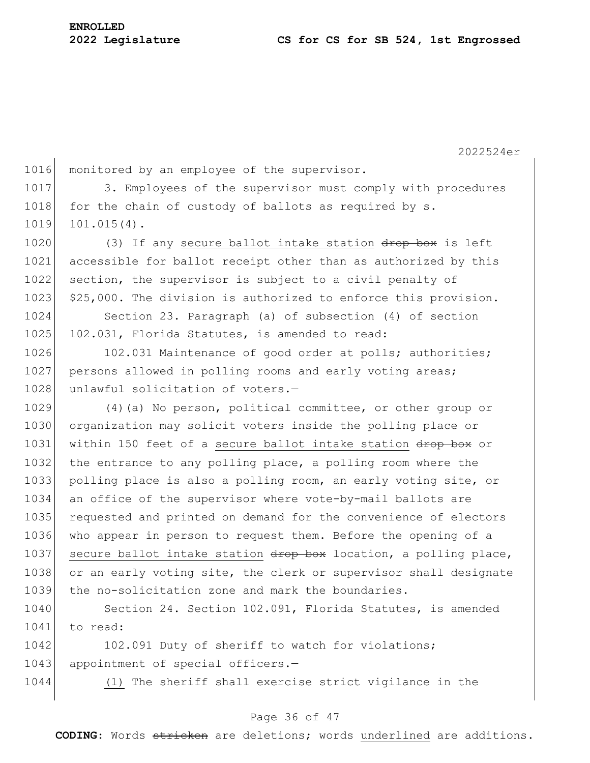monitored by an employee of the supervisor.

3. Employees of the supervisor must comply with procedures for the chain of custody of ballots as required by s. 101.015(4).

(3) If any <u>secure ballot intake station</u> ~~drop box~~ is left accessible for ballot receipt other than as authorized by this section, the supervisor is subject to a civil penalty of $25,000. The division is authorized to enforce this provision.

Section 23. Paragraph (a) of subsection (4) of section 102.031, Florida Statutes, is amended to read:

102.031 Maintenance of good order at polls; authorities; persons allowed in polling rooms and early voting areas; unlawful solicitation of voters.—

(4)(a) No person, political committee, or other group or organization may solicit voters inside the polling place or within 150 feet of a <u>secure ballot intake station</u> ~~drop box~~ or the entrance to any polling place, a polling room where the polling place is also a polling room, an early voting site, or an office of the supervisor where vote-by-mail ballots are requested and printed on demand for the convenience of electors who appear in person to request them. Before the opening of a <u>secure ballot intake station</u> ~~drop box~~ location, a polling place, or an early voting site, the clerk or supervisor shall designate the no-solicitation zone and mark the boundaries.

Section 24. Section 102.091, Florida Statutes, is amended to read:

102.091 Duty of sheriff to watch for violations; appointment of special officers.—

<u>(1)</u> The sheriff shall exercise strict vigilance in the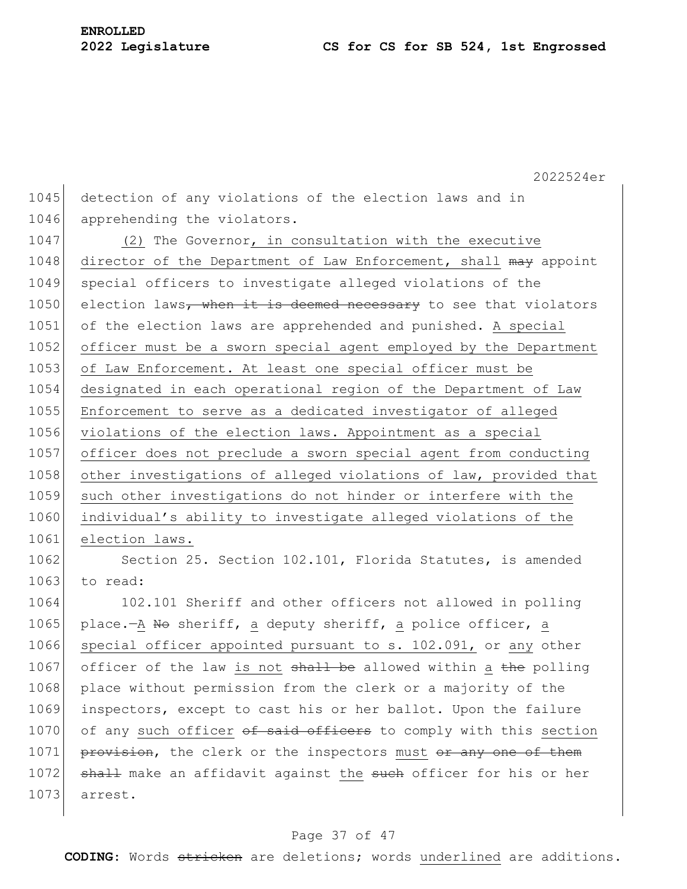detection of any violations of the election laws and in apprehending the violators.

(2) The Governor, in consultation with the executive director of the Department of Law Enforcement, shall ~~may~~ appoint special officers to investigate alleged violations of the election laws~~, when it is deemed necessary~~ to see that violators of the election laws are apprehended and punished. A special officer must be a sworn special agent employed by the Department of Law Enforcement. At least one special officer must be designated in each operational region of the Department of Law Enforcement to serve as a dedicated investigator of alleged violations of the election laws. Appointment as a special officer does not preclude a sworn special agent from conducting other investigations of alleged violations of law, provided that such other investigations do not hinder or interfere with the individual's ability to investigate alleged violations of the election laws.

Section 25. Section 102.101, Florida Statutes, is amended to read:

102.101 Sheriff and other officers not allowed in polling place.—A ~~No~~ sheriff, a deputy sheriff, a police officer, a special officer appointed pursuant to s. 102.091, or any other officer of the law is not ~~shall be~~ allowed within a ~~the~~ polling place without permission from the clerk or a majority of the inspectors, except to cast his or her ballot. Upon the failure of any such officer ~~of said officers~~ to comply with this section ~~provision~~, the clerk or the inspectors must ~~or any one of them shall~~ make an affidavit against the ~~such~~ officer for his or her arrest.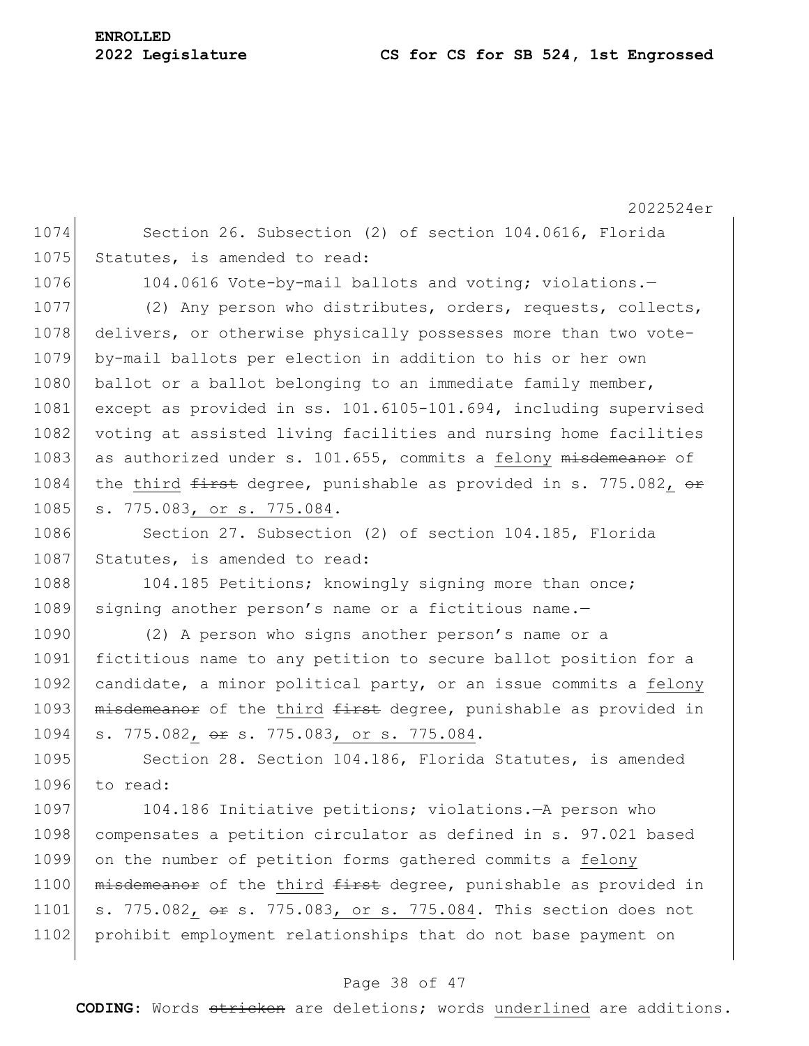Section 26. Subsection (2) of section 104.0616, Florida Statutes, is amended to read:

104.0616 Vote-by-mail ballots and voting; violations.—

(2) Any person who distributes, orders, requests, collects, delivers, or otherwise physically possesses more than two vote-by-mail ballots per election in addition to his or her own ballot or a ballot belonging to an immediate family member, except as provided in ss. 101.6105-101.694, including supervised voting at assisted living facilities and nursing home facilities as authorized under s. 101.655, commits a <u>felony</u> ~~misdemeanor~~ of the <u>third</u> ~~first~~ degree, punishable as provided in s. 775.082<u>,</u> ~~or~~ s. 775.083<u>, or s. 775.084</u>.

Section 27. Subsection (2) of section 104.185, Florida Statutes, is amended to read:

104.185 Petitions; knowingly signing more than once; signing another person's name or a fictitious name.—

(2) A person who signs another person's name or a fictitious name to any petition to secure ballot position for a candidate, a minor political party, or an issue commits a <u>felony</u> ~~misdemeanor~~ of the <u>third</u> ~~first~~ degree, punishable as provided in s. 775.082<u>,</u> ~~or~~ s. 775.083<u>, or s. 775.084</u>.

Section 28. Section 104.186, Florida Statutes, is amended to read:

104.186 Initiative petitions; violations.—A person who compensates a petition circulator as defined in s. 97.021 based on the number of petition forms gathered commits a <u>felony</u> ~~misdemeanor~~ of the <u>third</u> ~~first~~ degree, punishable as provided in s. 775.082<u>,</u> ~~or~~ s. 775.083<u>, or s. 775.084</u>. This section does not prohibit employment relationships that do not base payment on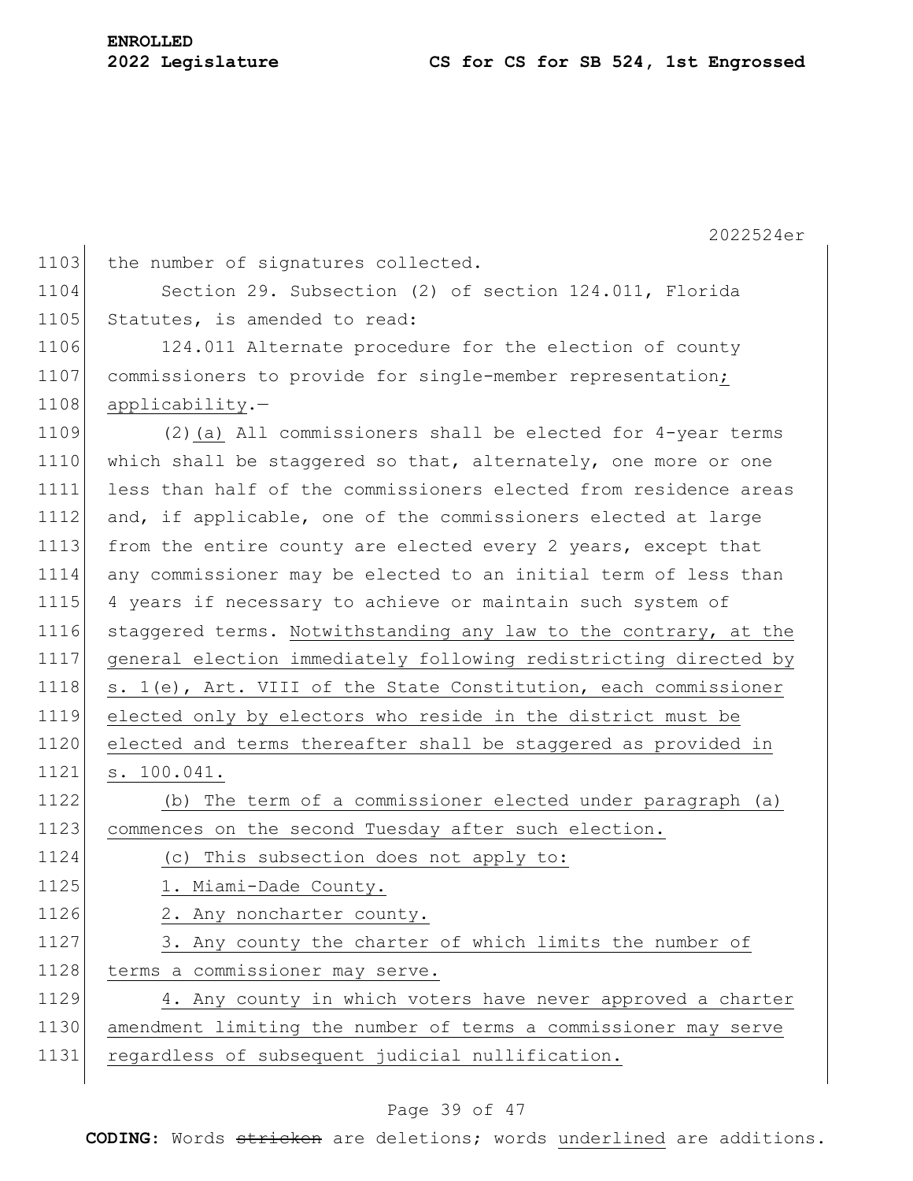the number of signatures collected.

Section 29. Subsection (2) of section 124.011, Florida Statutes, is amended to read:

124.011 Alternate procedure for the election of county commissioners to provide for single-member representation; applicability.—

(2)(a) All commissioners shall be elected for 4-year terms which shall be staggered so that, alternately, one more or one less than half of the commissioners elected from residence areas and, if applicable, one of the commissioners elected at large from the entire county are elected every 2 years, except that any commissioner may be elected to an initial term of less than 4 years if necessary to achieve or maintain such system of staggered terms. Notwithstanding any law to the contrary, at the general election immediately following redistricting directed by s. 1(e), Art. VIII of the State Constitution, each commissioner elected only by electors who reside in the district must be elected and terms thereafter shall be staggered as provided in s. 100.041.

(b) The term of a commissioner elected under paragraph (a) commences on the second Tuesday after such election.

(c) This subsection does not apply to:

1. Miami-Dade County.

2. Any noncharter county.

3. Any county the charter of which limits the number of terms a commissioner may serve.

4. Any county in which voters have never approved a charter amendment limiting the number of terms a commissioner may serve regardless of subsequent judicial nullification.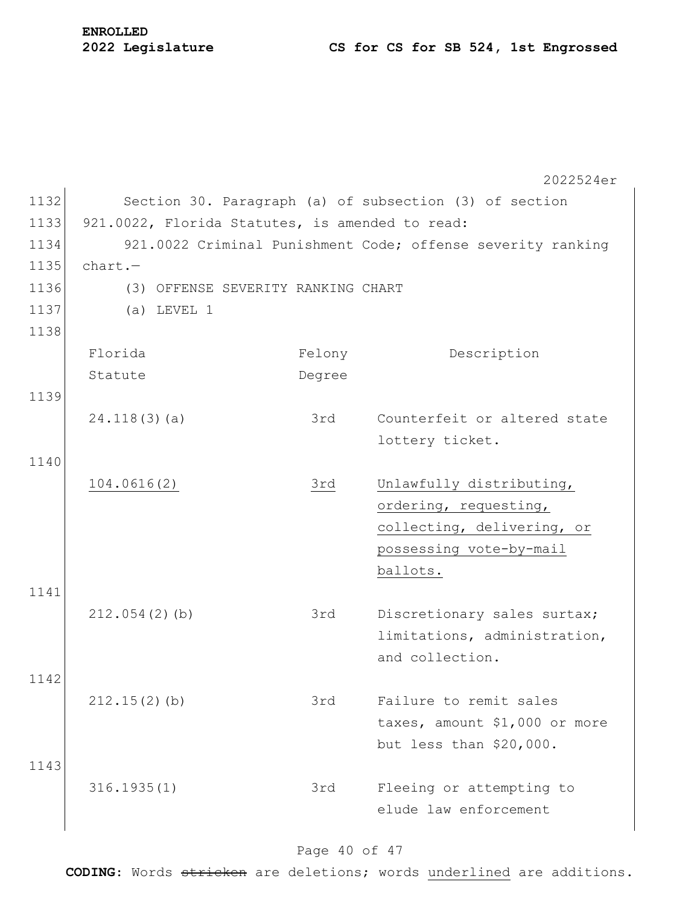Section 30. Paragraph (a) of subsection (3) of section 921.0022, Florida Statutes, is amended to read:

921.0022 Criminal Punishment Code; offense severity ranking chart.—

(3) OFFENSE SEVERITY RANKING CHART

(a) LEVEL 1

| Florida Statute | Felony Degree | Description |
|---|---|---|
| 24.118(3)(a) | 3rd | Counterfeit or altered state lottery ticket. |
| <u>104.0616(2)</u> | <u>3rd</u> | <u>Unlawfully distributing, ordering, requesting, collecting, delivering, or possessing vote-by-mail ballots.</u> |
| 212.054(2)(b) | 3rd | Discretionary sales surtax; limitations, administration, and collection. |
| 212.15(2)(b) | 3rd | Failure to remit sales taxes, amount $1,000 or more but less than $20,000. |
| 316.1935(1) | 3rd | Fleeing or attempting to elude law enforcement |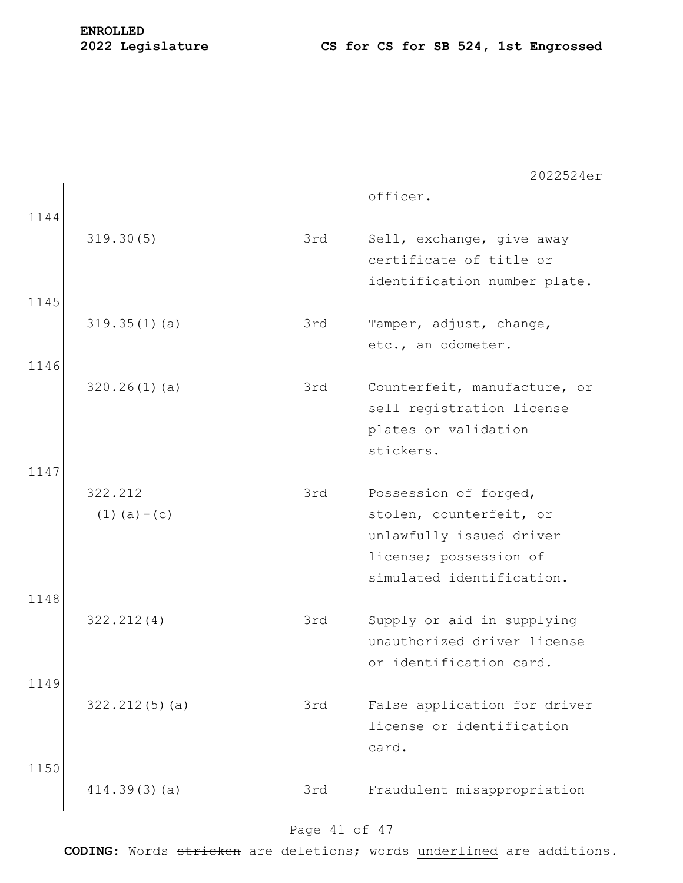| | | | |
|---|---|---|---|
| | | | officer. |
| 1144 | 319.30(5) | 3rd | Sell, exchange, give away certificate of title or identification number plate. |
| 1145 | 319.35(1)(a) | 3rd | Tamper, adjust, change, etc., an odometer. |
| 1146 | 320.26(1)(a) | 3rd | Counterfeit, manufacture, or sell registration license plates or validation stickers. |
| 1147 | 322.212 (1)(a)-(c) | 3rd | Possession of forged, stolen, counterfeit, or unlawfully issued driver license; possession of simulated identification. |
| 1148 | 322.212(4) | 3rd | Supply or aid in supplying unauthorized driver license or identification card. |
| 1149 | 322.212(5)(a) | 3rd | False application for driver license or identification card. |
| 1150 | 414.39(3)(a) | 3rd | Fraudulent misappropriation |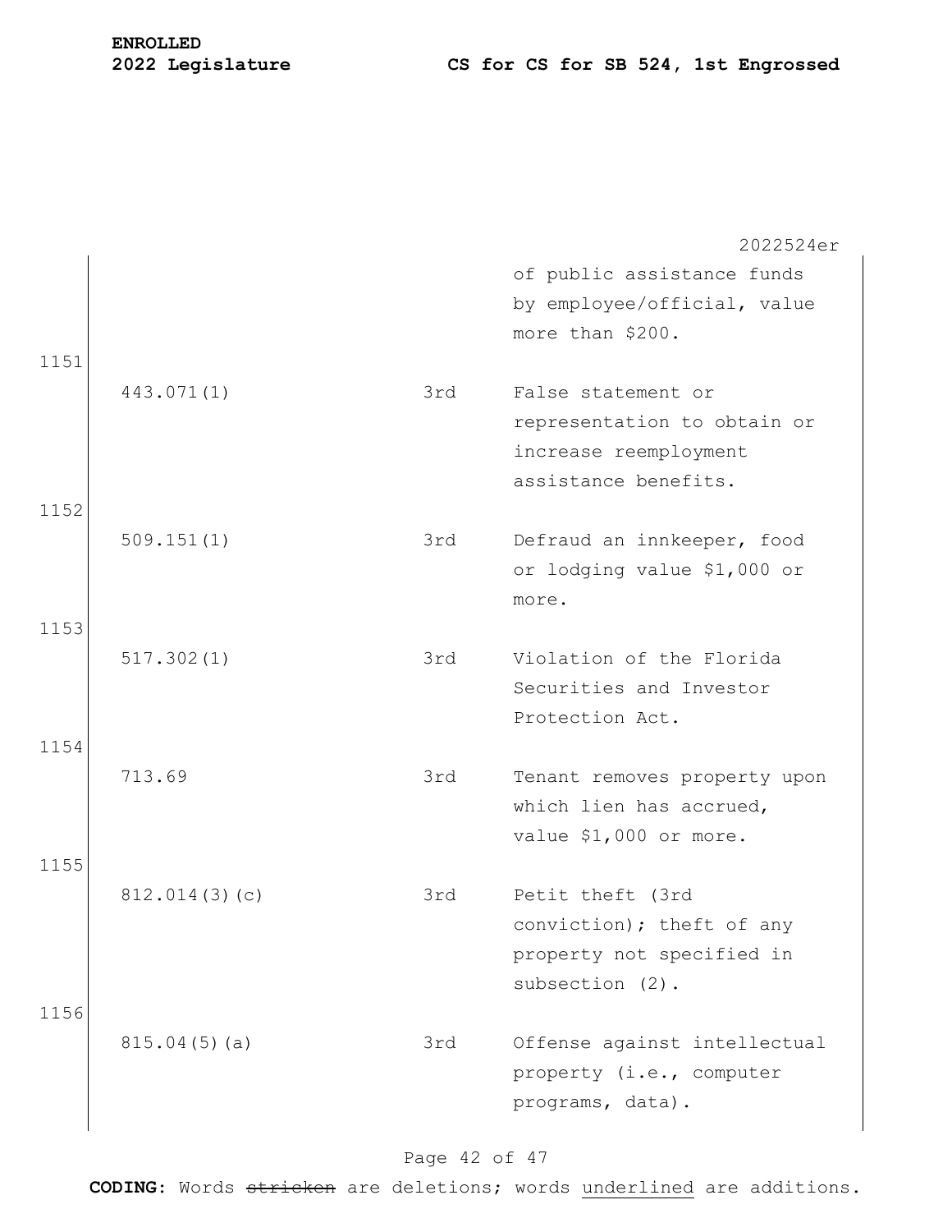| | | | |
|---|---|---|---|
| | | | of public assistance funds by employee/official, value more than $200. |
| 1151 | 443.071(1) | 3rd | False statement or representation to obtain or increase reemployment assistance benefits. |
| 1152 | 509.151(1) | 3rd | Defraud an innkeeper, food or lodging value $1,000 or more. |
| 1153 | 517.302(1) | 3rd | Violation of the Florida Securities and Investor Protection Act. |
| 1154 | 713.69 | 3rd | Tenant removes property upon which lien has accrued, value $1,000 or more. |
| 1155 | 812.014(3)(c) | 3rd | Petit theft (3rd conviction); theft of any property not specified in subsection (2). |
| 1156 | 815.04(5)(a) | 3rd | Offense against intellectual property (i.e., computer programs, data). |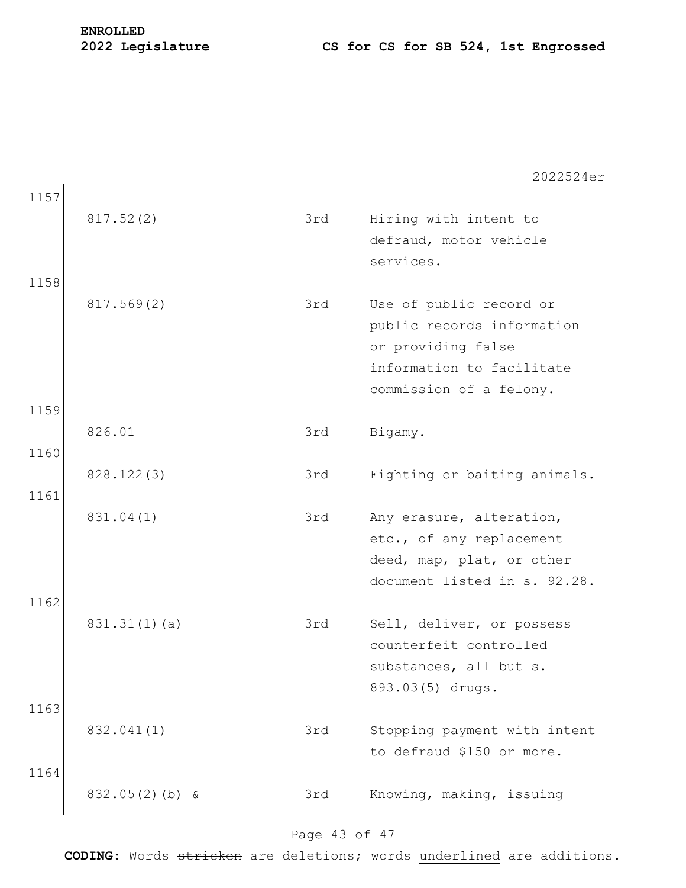| | | | |
|---|---|---|---|
| 1157 | 817.52(2) | 3rd | Hiring with intent to defraud, motor vehicle services. |
| 1158 | 817.569(2) | 3rd | Use of public record or public records information or providing false information to facilitate commission of a felony. |
| 1159 | 826.01 | 3rd | Bigamy. |
| 1160 | 828.122(3) | 3rd | Fighting or baiting animals. |
| 1161 | 831.04(1) | 3rd | Any erasure, alteration, etc., of any replacement deed, map, plat, or other document listed in s. 92.28. |
| 1162 | 831.31(1)(a) | 3rd | Sell, deliver, or possess counterfeit controlled substances, all but s. 893.03(5) drugs. |
| 1163 | 832.041(1) | 3rd | Stopping payment with intent to defraud $150 or more. |
| 1164 | 832.05(2)(b) & | 3rd | Knowing, making, issuing |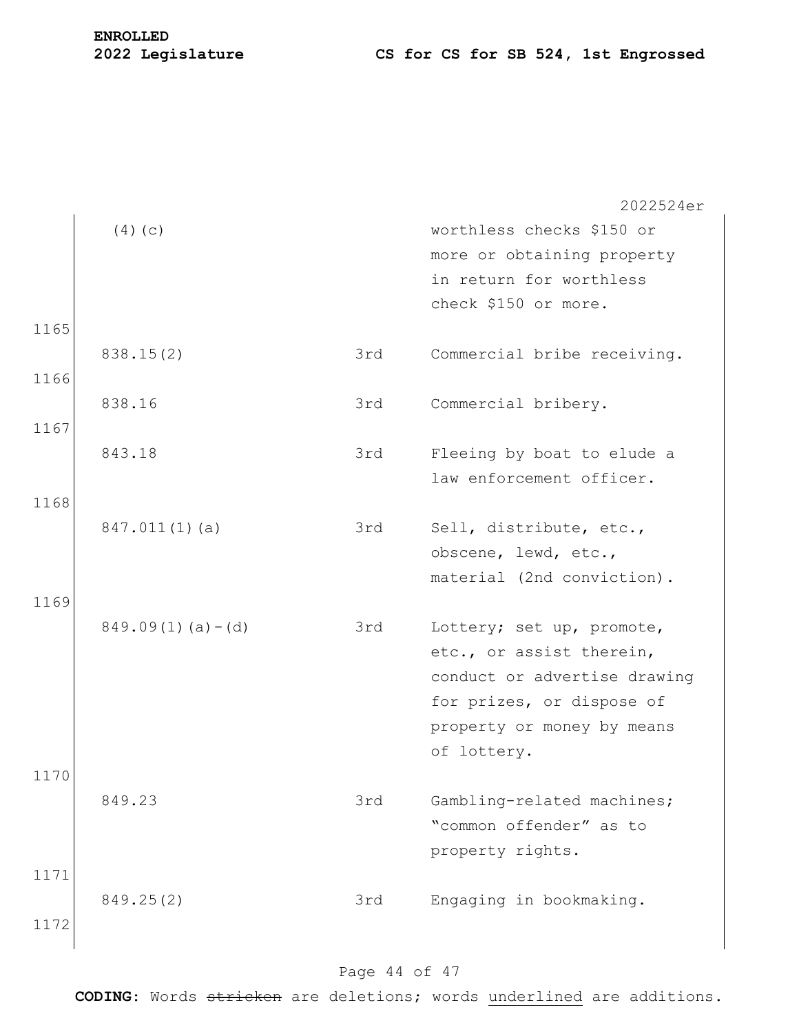| | | |
|---|---|---|
| (4)(c) | | worthless checks $150 or more or obtaining property in return for worthless check $150 or more. |
| 838.15(2) | 3rd | Commercial bribe receiving. |
| 838.16 | 3rd | Commercial bribery. |
| 843.18 | 3rd | Fleeing by boat to elude a law enforcement officer. |
| 847.011(1)(a) | 3rd | Sell, distribute, etc., obscene, lewd, etc., material (2nd conviction). |
| 849.09(1)(a)-(d) | 3rd | Lottery; set up, promote, etc., or assist therein, conduct or advertise drawing for prizes, or dispose of property or money by means of lottery. |
| 849.23 | 3rd | Gambling-related machines; "common offender" as to property rights. |
| 849.25(2) | 3rd | Engaging in bookmaking. |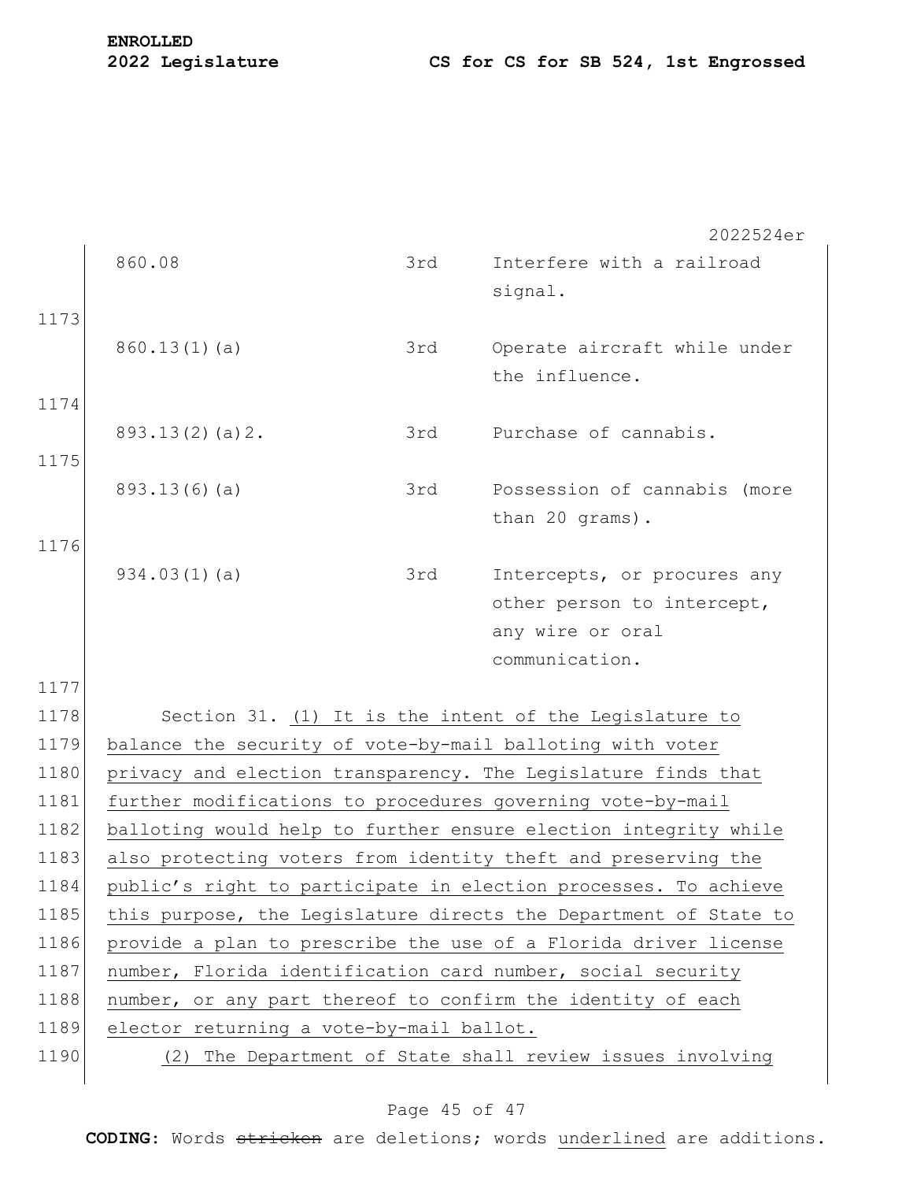| | | |
|---|---|---|
| 860.08 | 3rd | Interfere with a railroad signal. |
| 860.13(1)(a) | 3rd | Operate aircraft while under the influence. |
| 893.13(2)(a)2. | 3rd | Purchase of cannabis. |
| 893.13(6)(a) | 3rd | Possession of cannabis (more than 20 grams). |
| 934.03(1)(a) | 3rd | Intercepts, or procures any other person to intercept, any wire or oral communication. |

Section 31. (1) It is the intent of the Legislature to balance the security of vote-by-mail balloting with voter privacy and election transparency. The Legislature finds that further modifications to procedures governing vote-by-mail balloting would help to further ensure election integrity while also protecting voters from identity theft and preserving the public's right to participate in election processes. To achieve this purpose, the Legislature directs the Department of State to provide a plan to prescribe the use of a Florida driver license number, Florida identification card number, social security number, or any part thereof to confirm the identity of each elector returning a vote-by-mail ballot.

(2) The Department of State shall review issues involving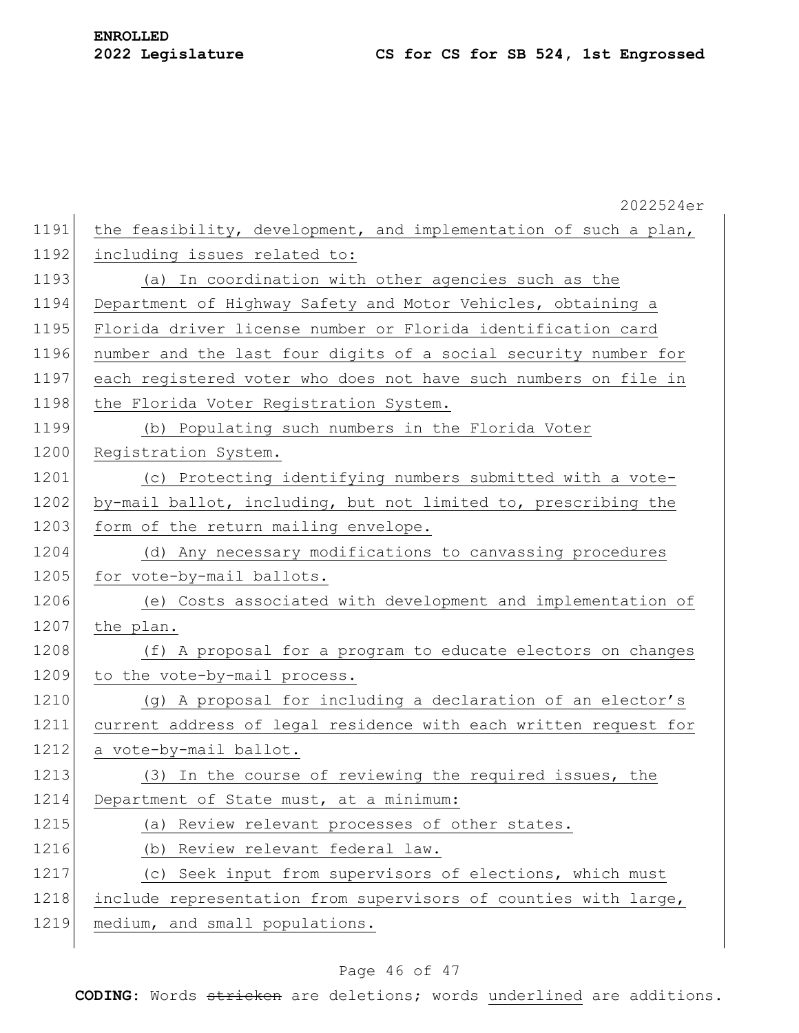the feasibility, development, and implementation of such a plan, including issues related to:

(a) In coordination with other agencies such as the Department of Highway Safety and Motor Vehicles, obtaining a Florida driver license number or Florida identification card number and the last four digits of a social security number for each registered voter who does not have such numbers on file in the Florida Voter Registration System.

(b) Populating such numbers in the Florida Voter Registration System.

(c) Protecting identifying numbers submitted with a vote-by-mail ballot, including, but not limited to, prescribing the form of the return mailing envelope.

(d) Any necessary modifications to canvassing procedures for vote-by-mail ballots.

(e) Costs associated with development and implementation of the plan.

(f) A proposal for a program to educate electors on changes to the vote-by-mail process.

(g) A proposal for including a declaration of an elector's current address of legal residence with each written request for a vote-by-mail ballot.

(3) In the course of reviewing the required issues, the Department of State must, at a minimum:

(a) Review relevant processes of other states.

(b) Review relevant federal law.

(c) Seek input from supervisors of elections, which must include representation from supervisors of counties with large, medium, and small populations.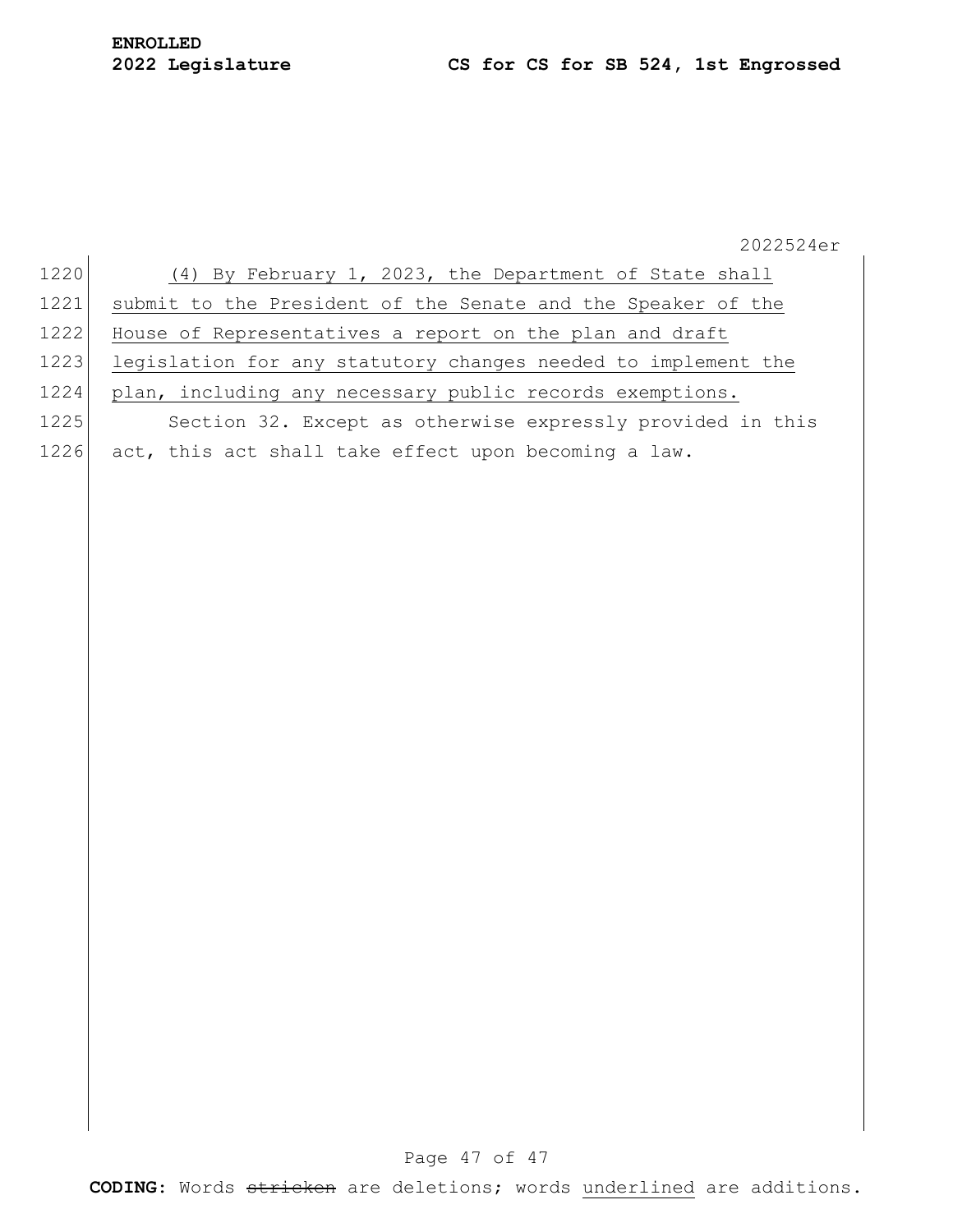(4) By February 1, 2023, the Department of State shall submit to the President of the Senate and the Speaker of the House of Representatives a report on the plan and draft legislation for any statutory changes needed to implement the plan, including any necessary public records exemptions.

Section 32. Except as otherwise expressly provided in this act, this act shall take effect upon becoming a law.